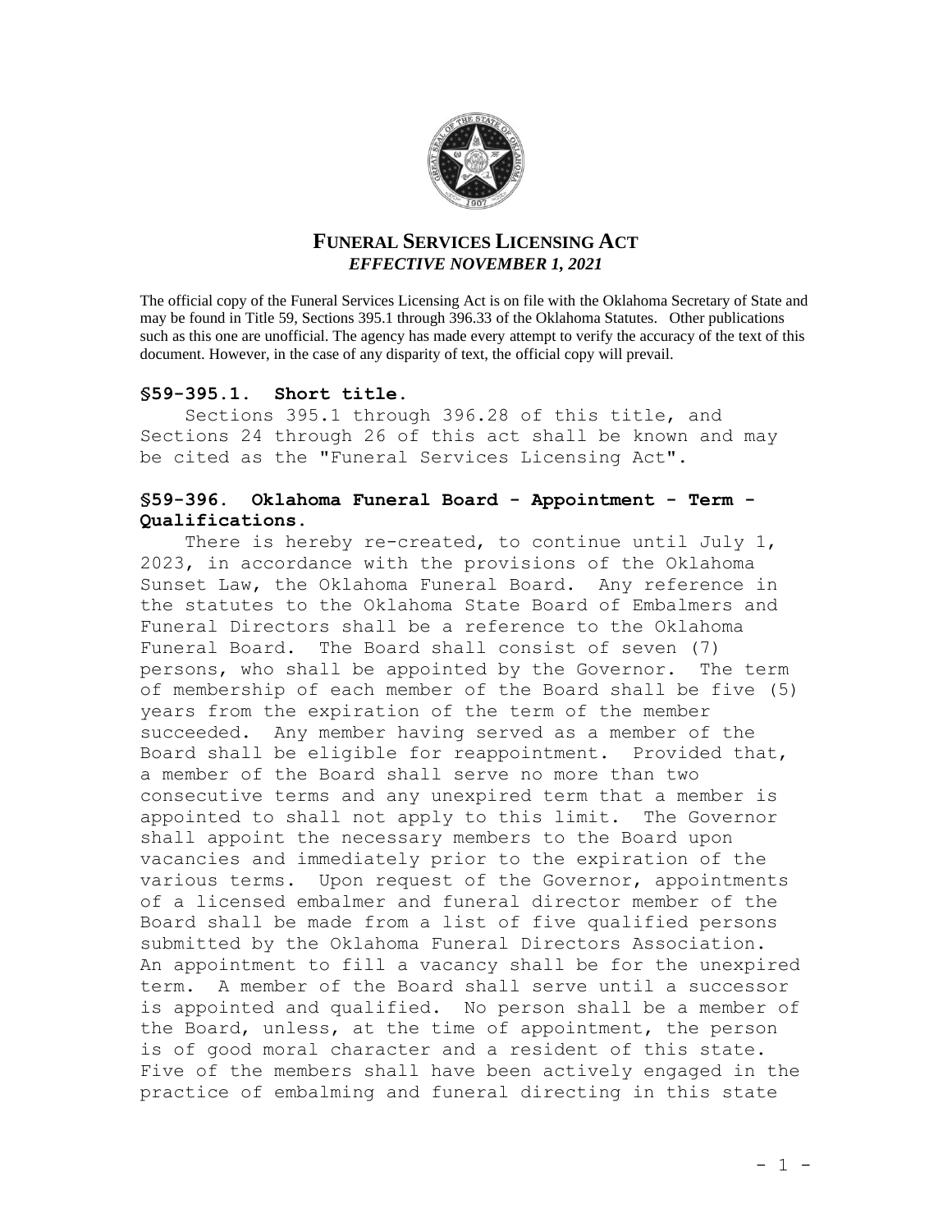# FUNERAL SERVICES LICENSING ACT
***EFFECTIVE NOVEMBER 1, 2021***

The official copy of the Funeral Services Licensing Act is on file with the Oklahoma Secretary of State and may be found in Title 59, Sections 395.1 through 396.33 of the Oklahoma Statutes. Other publications such as this one are unofficial. The agency has made every attempt to verify the accuracy of the text of this document. However, in the case of any disparity of text, the official copy will prevail.

### §59-395.1. Short title.

Sections 395.1 through 396.28 of this title, and Sections 24 through 26 of this act shall be known and may be cited as the "Funeral Services Licensing Act".

### §59-396. Oklahoma Funeral Board - Appointment - Term - Qualifications.

There is hereby re-created, to continue until July 1, 2023, in accordance with the provisions of the Oklahoma Sunset Law, the Oklahoma Funeral Board. Any reference in the statutes to the Oklahoma State Board of Embalmers and Funeral Directors shall be a reference to the Oklahoma Funeral Board. The Board shall consist of seven (7) persons, who shall be appointed by the Governor. The term of membership of each member of the Board shall be five (5) years from the expiration of the term of the member succeeded. Any member having served as a member of the Board shall be eligible for reappointment. Provided that, a member of the Board shall serve no more than two consecutive terms and any unexpired term that a member is appointed to shall not apply to this limit. The Governor shall appoint the necessary members to the Board upon vacancies and immediately prior to the expiration of the various terms. Upon request of the Governor, appointments of a licensed embalmer and funeral director member of the Board shall be made from a list of five qualified persons submitted by the Oklahoma Funeral Directors Association. An appointment to fill a vacancy shall be for the unexpired term. A member of the Board shall serve until a successor is appointed and qualified. No person shall be a member of the Board, unless, at the time of appointment, the person is of good moral character and a resident of this state. Five of the members shall have been actively engaged in the practice of embalming and funeral directing in this state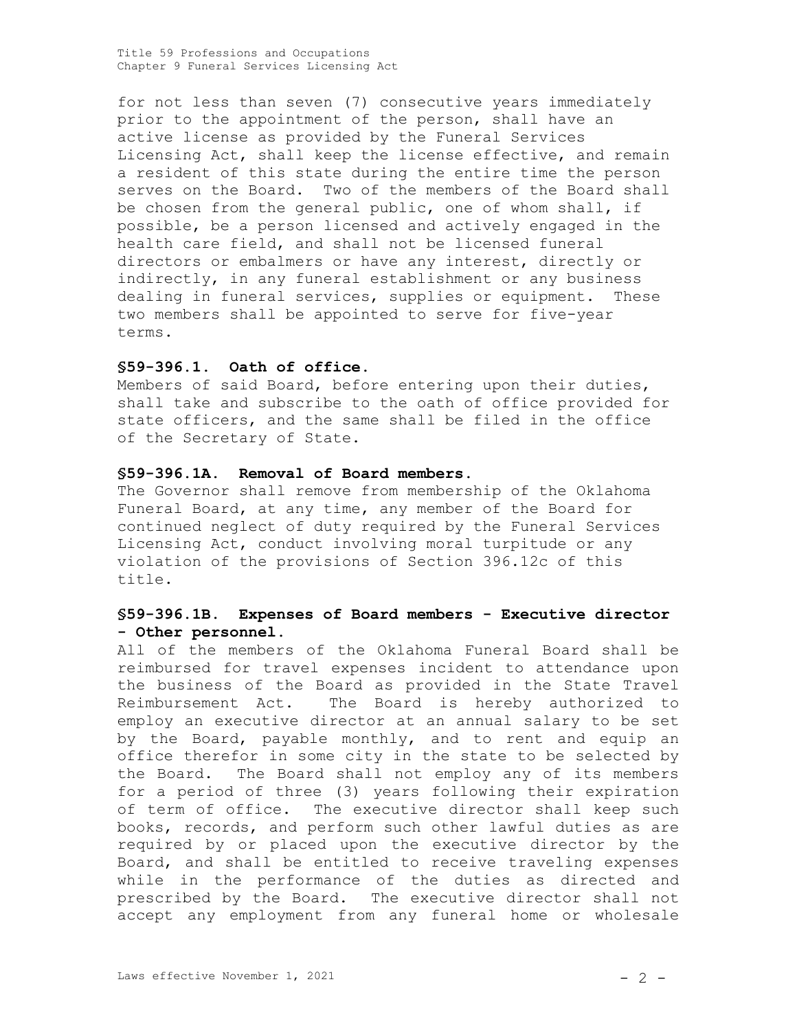for not less than seven (7) consecutive years immediately prior to the appointment of the person, shall have an active license as provided by the Funeral Services Licensing Act, shall keep the license effective, and remain a resident of this state during the entire time the person serves on the Board. Two of the members of the Board shall be chosen from the general public, one of whom shall, if possible, be a person licensed and actively engaged in the health care field, and shall not be licensed funeral directors or embalmers or have any interest, directly or indirectly, in any funeral establishment or any business dealing in funeral services, supplies or equipment. These two members shall be appointed to serve for five-year terms.

### §59-396.1. Oath of office.

Members of said Board, before entering upon their duties, shall take and subscribe to the oath of office provided for state officers, and the same shall be filed in the office of the Secretary of State.

### §59-396.1A. Removal of Board members.

The Governor shall remove from membership of the Oklahoma Funeral Board, at any time, any member of the Board for continued neglect of duty required by the Funeral Services Licensing Act, conduct involving moral turpitude or any violation of the provisions of Section 396.12c of this title.

### §59-396.1B. Expenses of Board members - Executive director - Other personnel.

All of the members of the Oklahoma Funeral Board shall be reimbursed for travel expenses incident to attendance upon the business of the Board as provided in the State Travel Reimbursement Act. The Board is hereby authorized to employ an executive director at an annual salary to be set by the Board, payable monthly, and to rent and equip an office therefor in some city in the state to be selected by the Board. The Board shall not employ any of its members for a period of three (3) years following their expiration of term of office. The executive director shall keep such books, records, and perform such other lawful duties as are required by or placed upon the executive director by the Board, and shall be entitled to receive traveling expenses while in the performance of the duties as directed and prescribed by the Board. The executive director shall not accept any employment from any funeral home or wholesale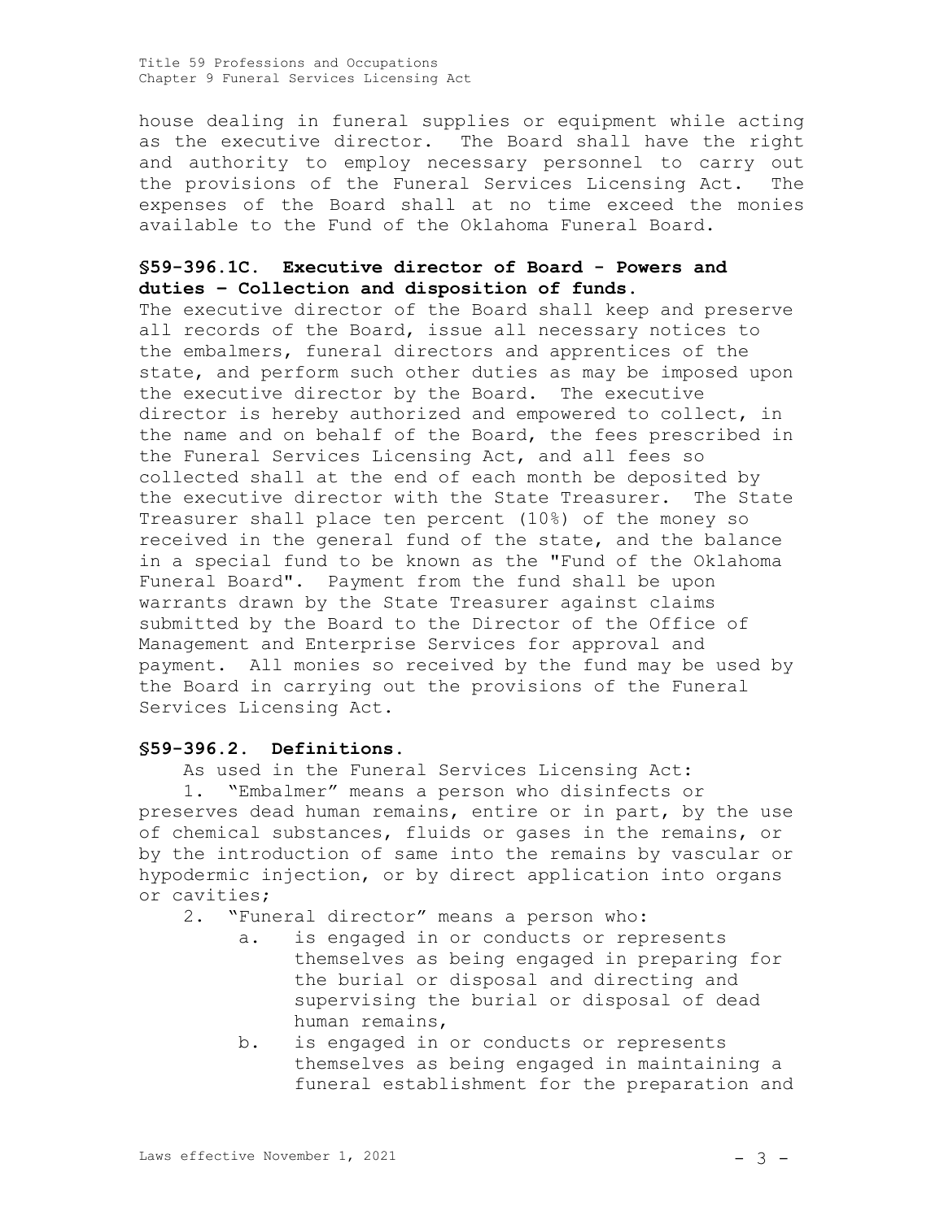house dealing in funeral supplies or equipment while acting as the executive director. The Board shall have the right and authority to employ necessary personnel to carry out the provisions of the Funeral Services Licensing Act. The expenses of the Board shall at no time exceed the monies available to the Fund of the Oklahoma Funeral Board.

**§59-396.1C. Executive director of Board - Powers and duties – Collection and disposition of funds.**

The executive director of the Board shall keep and preserve all records of the Board, issue all necessary notices to the embalmers, funeral directors and apprentices of the state, and perform such other duties as may be imposed upon the executive director by the Board. The executive director is hereby authorized and empowered to collect, in the name and on behalf of the Board, the fees prescribed in the Funeral Services Licensing Act, and all fees so collected shall at the end of each month be deposited by the executive director with the State Treasurer. The State Treasurer shall place ten percent (10%) of the money so received in the general fund of the state, and the balance in a special fund to be known as the "Fund of the Oklahoma Funeral Board". Payment from the fund shall be upon warrants drawn by the State Treasurer against claims submitted by the Board to the Director of the Office of Management and Enterprise Services for approval and payment. All monies so received by the fund may be used by the Board in carrying out the provisions of the Funeral Services Licensing Act.

**§59-396.2. Definitions.**

As used in the Funeral Services Licensing Act:

1. "Embalmer" means a person who disinfects or preserves dead human remains, entire or in part, by the use of chemical substances, fluids or gases in the remains, or by the introduction of same into the remains by vascular or hypodermic injection, or by direct application into organs or cavities;
2. "Funeral director" means a person who:
   a. is engaged in or conducts or represents themselves as being engaged in preparing for the burial or disposal and directing and supervising the burial or disposal of dead human remains,
   b. is engaged in or conducts or represents themselves as being engaged in maintaining a funeral establishment for the preparation and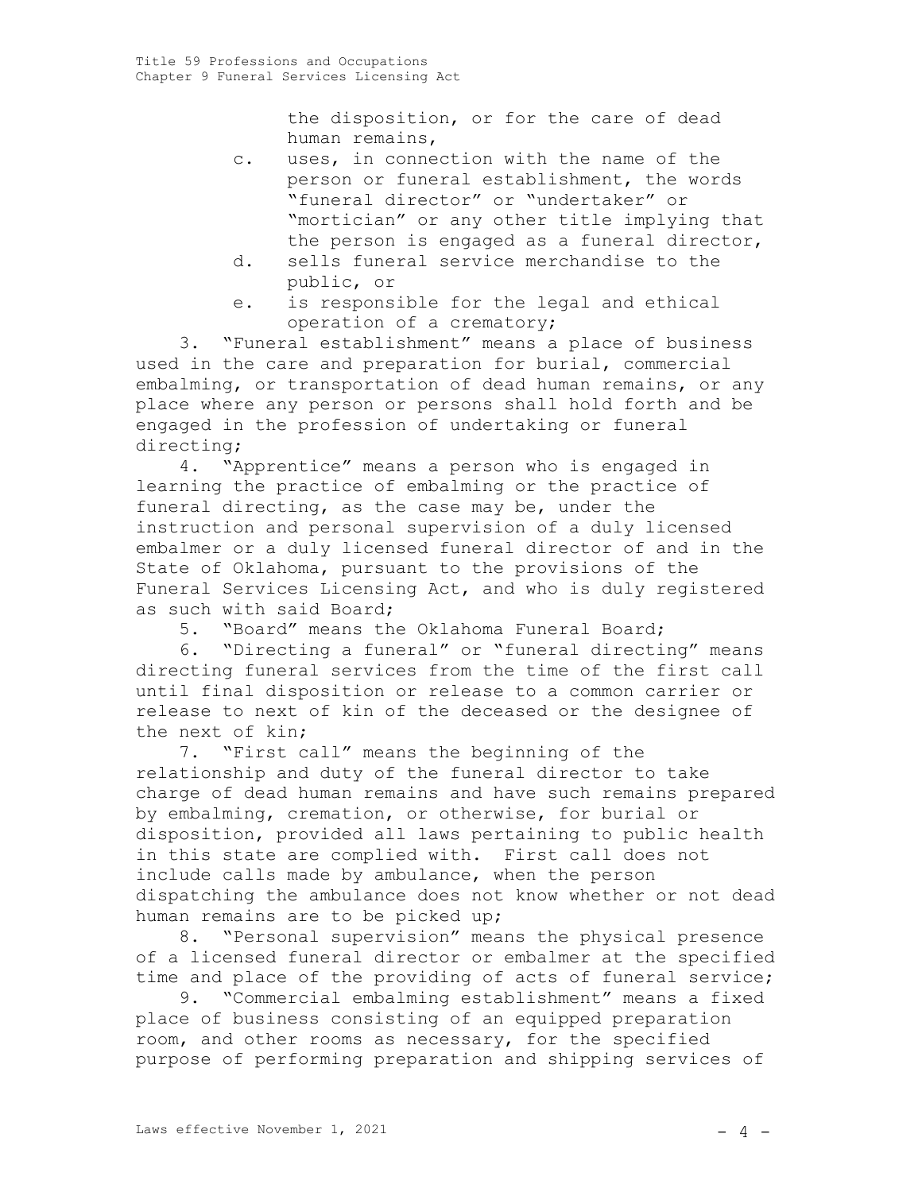the disposition, or for the care of dead human remains,

c. uses, in connection with the name of the person or funeral establishment, the words "funeral director" or "undertaker" or "mortician" or any other title implying that the person is engaged as a funeral director,

d. sells funeral service merchandise to the public, or

e. is responsible for the legal and ethical operation of a crematory;

3. "Funeral establishment" means a place of business used in the care and preparation for burial, commercial embalming, or transportation of dead human remains, or any place where any person or persons shall hold forth and be engaged in the profession of undertaking or funeral directing;

4. "Apprentice" means a person who is engaged in learning the practice of embalming or the practice of funeral directing, as the case may be, under the instruction and personal supervision of a duly licensed embalmer or a duly licensed funeral director of and in the State of Oklahoma, pursuant to the provisions of the Funeral Services Licensing Act, and who is duly registered as such with said Board;

5. "Board" means the Oklahoma Funeral Board;

6. "Directing a funeral" or "funeral directing" means directing funeral services from the time of the first call until final disposition or release to a common carrier or release to next of kin of the deceased or the designee of the next of kin;

7. "First call" means the beginning of the relationship and duty of the funeral director to take charge of dead human remains and have such remains prepared by embalming, cremation, or otherwise, for burial or disposition, provided all laws pertaining to public health in this state are complied with. First call does not include calls made by ambulance, when the person dispatching the ambulance does not know whether or not dead human remains are to be picked up;

8. "Personal supervision" means the physical presence of a licensed funeral director or embalmer at the specified time and place of the providing of acts of funeral service;

9. "Commercial embalming establishment" means a fixed place of business consisting of an equipped preparation room, and other rooms as necessary, for the specified purpose of performing preparation and shipping services of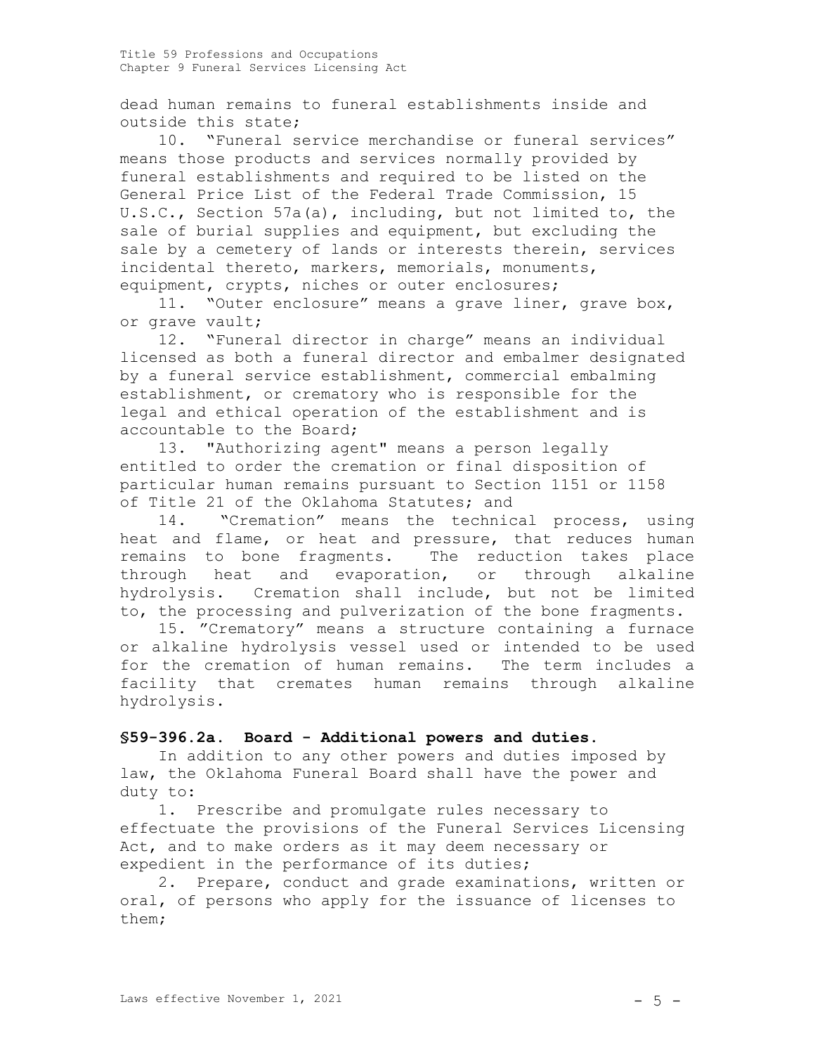dead human remains to funeral establishments inside and outside this state;

10. "Funeral service merchandise or funeral services" means those products and services normally provided by funeral establishments and required to be listed on the General Price List of the Federal Trade Commission, 15 U.S.C., Section 57a(a), including, but not limited to, the sale of burial supplies and equipment, but excluding the sale by a cemetery of lands or interests therein, services incidental thereto, markers, memorials, monuments, equipment, crypts, niches or outer enclosures;

11. "Outer enclosure" means a grave liner, grave box, or grave vault;

12. "Funeral director in charge" means an individual licensed as both a funeral director and embalmer designated by a funeral service establishment, commercial embalming establishment, or crematory who is responsible for the legal and ethical operation of the establishment and is accountable to the Board;

13. "Authorizing agent" means a person legally entitled to order the cremation or final disposition of particular human remains pursuant to Section 1151 or 1158 of Title 21 of the Oklahoma Statutes; and

14. "Cremation" means the technical process, using heat and flame, or heat and pressure, that reduces human remains to bone fragments. The reduction takes place through heat and evaporation, or through alkaline hydrolysis. Cremation shall include, but not be limited to, the processing and pulverization of the bone fragments.

15. "Crematory" means a structure containing a furnace or alkaline hydrolysis vessel used or intended to be used for the cremation of human remains. The term includes a facility that cremates human remains through alkaline hydrolysis.

**§59-396.2a. Board - Additional powers and duties.**

In addition to any other powers and duties imposed by law, the Oklahoma Funeral Board shall have the power and duty to:

1. Prescribe and promulgate rules necessary to effectuate the provisions of the Funeral Services Licensing Act, and to make orders as it may deem necessary or expedient in the performance of its duties;

2. Prepare, conduct and grade examinations, written or oral, of persons who apply for the issuance of licenses to them;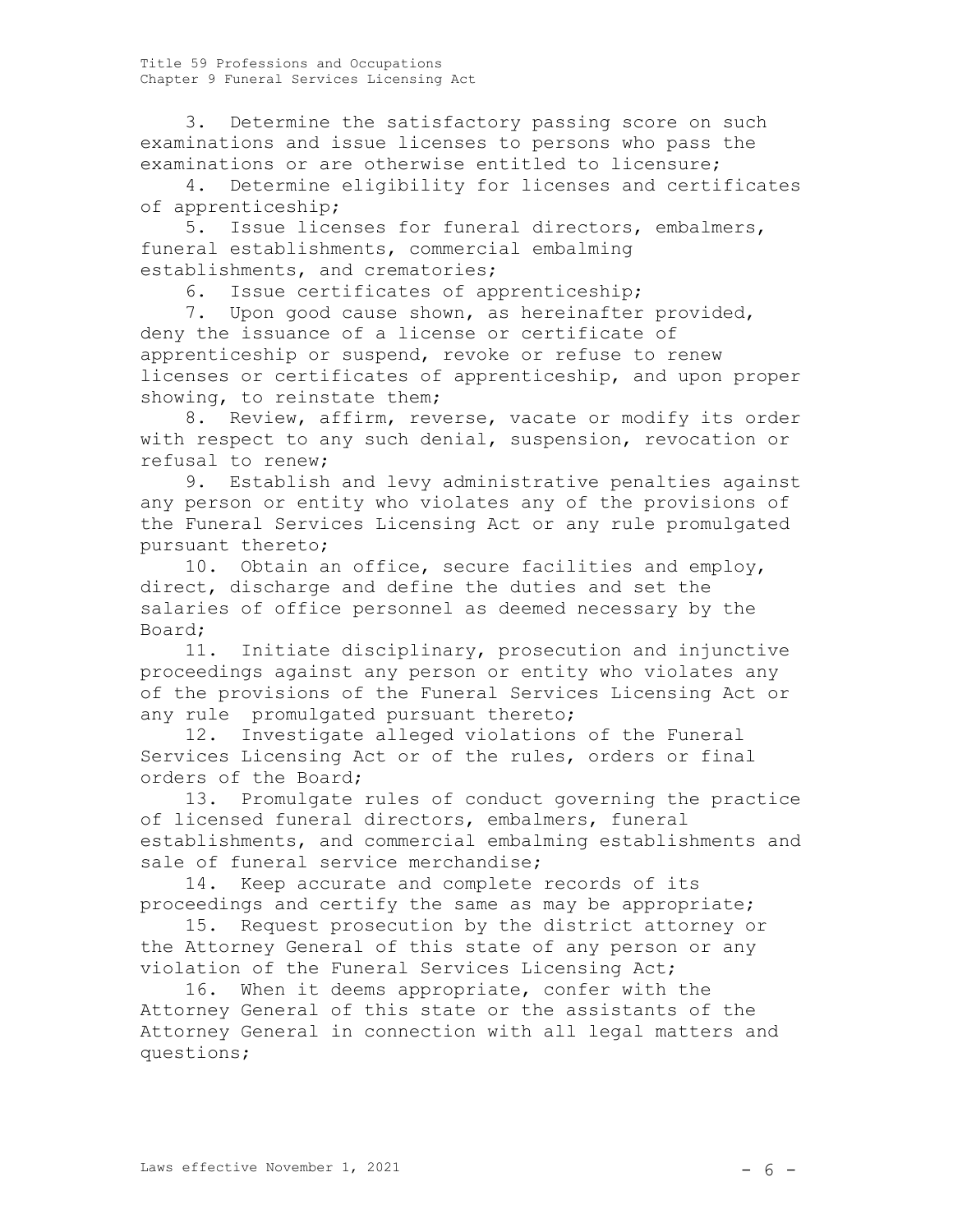3. Determine the satisfactory passing score on such examinations and issue licenses to persons who pass the examinations or are otherwise entitled to licensure;

4. Determine eligibility for licenses and certificates of apprenticeship;

5. Issue licenses for funeral directors, embalmers, funeral establishments, commercial embalming establishments, and crematories;

6. Issue certificates of apprenticeship;

7. Upon good cause shown, as hereinafter provided, deny the issuance of a license or certificate of apprenticeship or suspend, revoke or refuse to renew licenses or certificates of apprenticeship, and upon proper showing, to reinstate them;

8. Review, affirm, reverse, vacate or modify its order with respect to any such denial, suspension, revocation or refusal to renew;

9. Establish and levy administrative penalties against any person or entity who violates any of the provisions of the Funeral Services Licensing Act or any rule promulgated pursuant thereto;

10. Obtain an office, secure facilities and employ, direct, discharge and define the duties and set the salaries of office personnel as deemed necessary by the Board;

11. Initiate disciplinary, prosecution and injunctive proceedings against any person or entity who violates any of the provisions of the Funeral Services Licensing Act or any rule promulgated pursuant thereto;

12. Investigate alleged violations of the Funeral Services Licensing Act or of the rules, orders or final orders of the Board;

13. Promulgate rules of conduct governing the practice of licensed funeral directors, embalmers, funeral establishments, and commercial embalming establishments and sale of funeral service merchandise;

14. Keep accurate and complete records of its proceedings and certify the same as may be appropriate;

15. Request prosecution by the district attorney or the Attorney General of this state of any person or any violation of the Funeral Services Licensing Act;

16. When it deems appropriate, confer with the Attorney General of this state or the assistants of the Attorney General in connection with all legal matters and questions;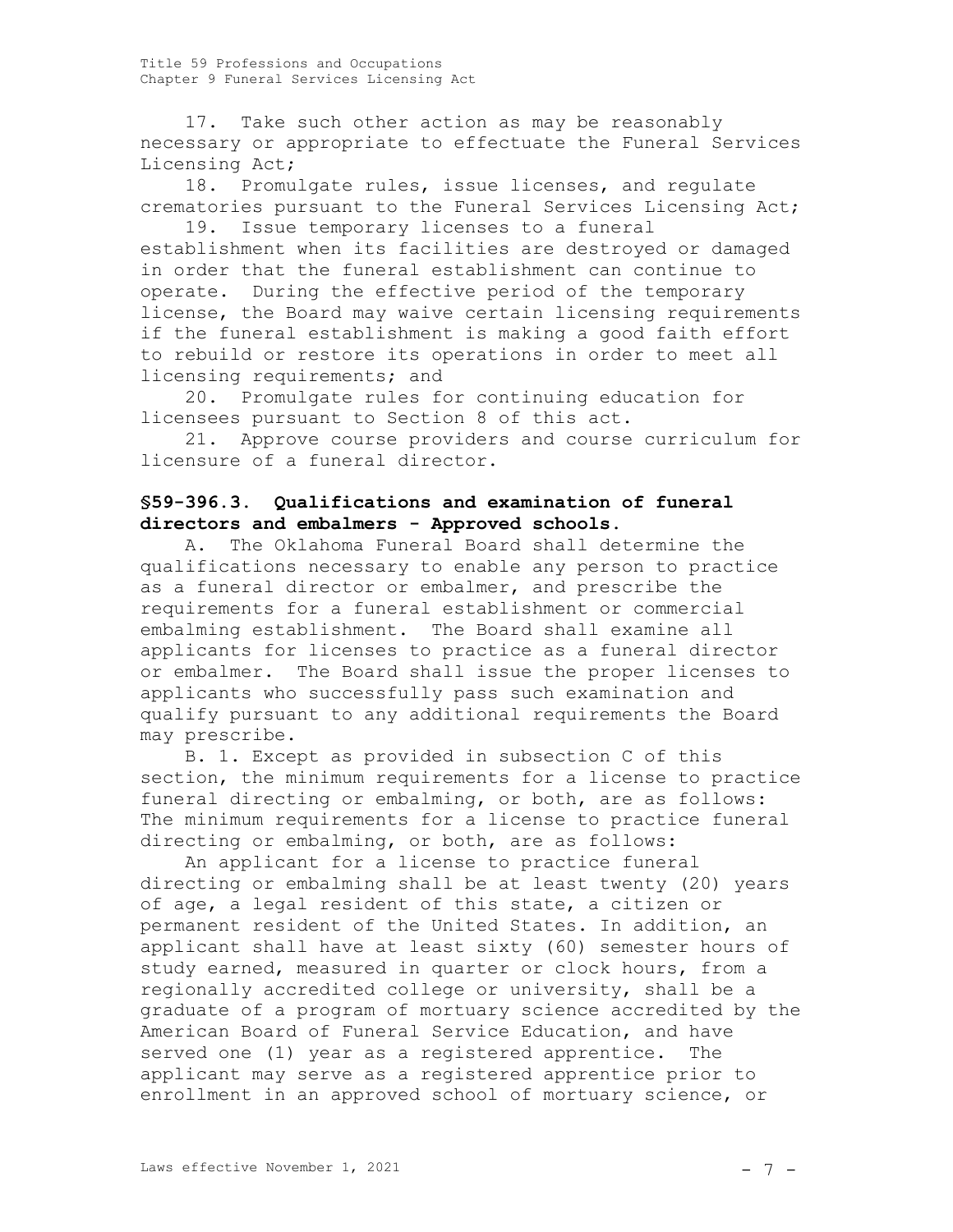17. Take such other action as may be reasonably necessary or appropriate to effectuate the Funeral Services Licensing Act;

18. Promulgate rules, issue licenses, and regulate crematories pursuant to the Funeral Services Licensing Act;

19. Issue temporary licenses to a funeral establishment when its facilities are destroyed or damaged in order that the funeral establishment can continue to operate. During the effective period of the temporary license, the Board may waive certain licensing requirements if the funeral establishment is making a good faith effort to rebuild or restore its operations in order to meet all licensing requirements; and

20. Promulgate rules for continuing education for licensees pursuant to Section 8 of this act.

21. Approve course providers and course curriculum for licensure of a funeral director.

## §59-396.3. Qualifications and examination of funeral directors and embalmers - Approved schools.

A. The Oklahoma Funeral Board shall determine the qualifications necessary to enable any person to practice as a funeral director or embalmer, and prescribe the requirements for a funeral establishment or commercial embalming establishment. The Board shall examine all applicants for licenses to practice as a funeral director or embalmer. The Board shall issue the proper licenses to applicants who successfully pass such examination and qualify pursuant to any additional requirements the Board may prescribe.

B. 1. Except as provided in subsection C of this section, the minimum requirements for a license to practice funeral directing or embalming, or both, are as follows: The minimum requirements for a license to practice funeral directing or embalming, or both, are as follows:

An applicant for a license to practice funeral directing or embalming shall be at least twenty (20) years of age, a legal resident of this state, a citizen or permanent resident of the United States. In addition, an applicant shall have at least sixty (60) semester hours of study earned, measured in quarter or clock hours, from a regionally accredited college or university, shall be a graduate of a program of mortuary science accredited by the American Board of Funeral Service Education, and have served one (1) year as a registered apprentice. The applicant may serve as a registered apprentice prior to enrollment in an approved school of mortuary science, or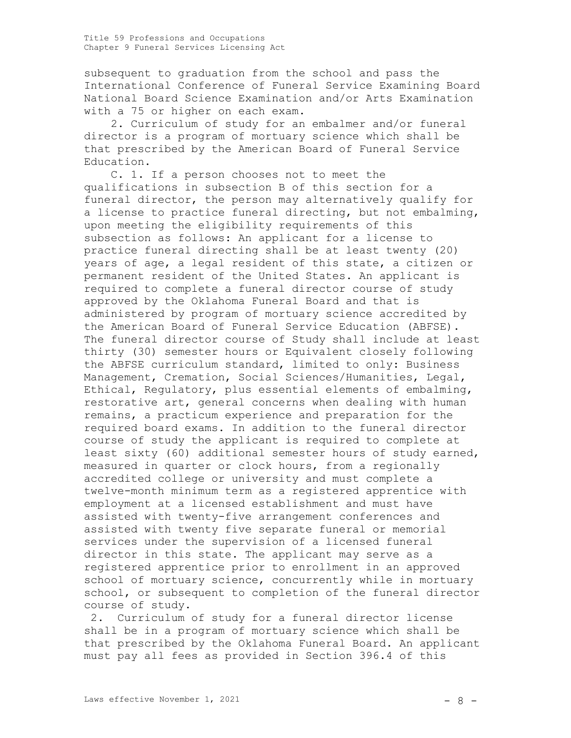subsequent to graduation from the school and pass the International Conference of Funeral Service Examining Board National Board Science Examination and/or Arts Examination with a 75 or higher on each exam.

2. Curriculum of study for an embalmer and/or funeral director is a program of mortuary science which shall be that prescribed by the American Board of Funeral Service Education.

C. 1. If a person chooses not to meet the qualifications in subsection B of this section for a funeral director, the person may alternatively qualify for a license to practice funeral directing, but not embalming, upon meeting the eligibility requirements of this subsection as follows: An applicant for a license to practice funeral directing shall be at least twenty (20) years of age, a legal resident of this state, a citizen or permanent resident of the United States. An applicant is required to complete a funeral director course of study approved by the Oklahoma Funeral Board and that is administered by program of mortuary science accredited by the American Board of Funeral Service Education (ABFSE). The funeral director course of Study shall include at least thirty (30) semester hours or Equivalent closely following the ABFSE curriculum standard, limited to only: Business Management, Cremation, Social Sciences/Humanities, Legal, Ethical, Regulatory, plus essential elements of embalming, restorative art, general concerns when dealing with human remains, a practicum experience and preparation for the required board exams. In addition to the funeral director course of study the applicant is required to complete at least sixty (60) additional semester hours of study earned, measured in quarter or clock hours, from a regionally accredited college or university and must complete a twelve-month minimum term as a registered apprentice with employment at a licensed establishment and must have assisted with twenty-five arrangement conferences and assisted with twenty five separate funeral or memorial services under the supervision of a licensed funeral director in this state. The applicant may serve as a registered apprentice prior to enrollment in an approved school of mortuary science, concurrently while in mortuary school, or subsequent to completion of the funeral director course of study.

2. Curriculum of study for a funeral director license shall be in a program of mortuary science which shall be that prescribed by the Oklahoma Funeral Board. An applicant must pay all fees as provided in Section 396.4 of this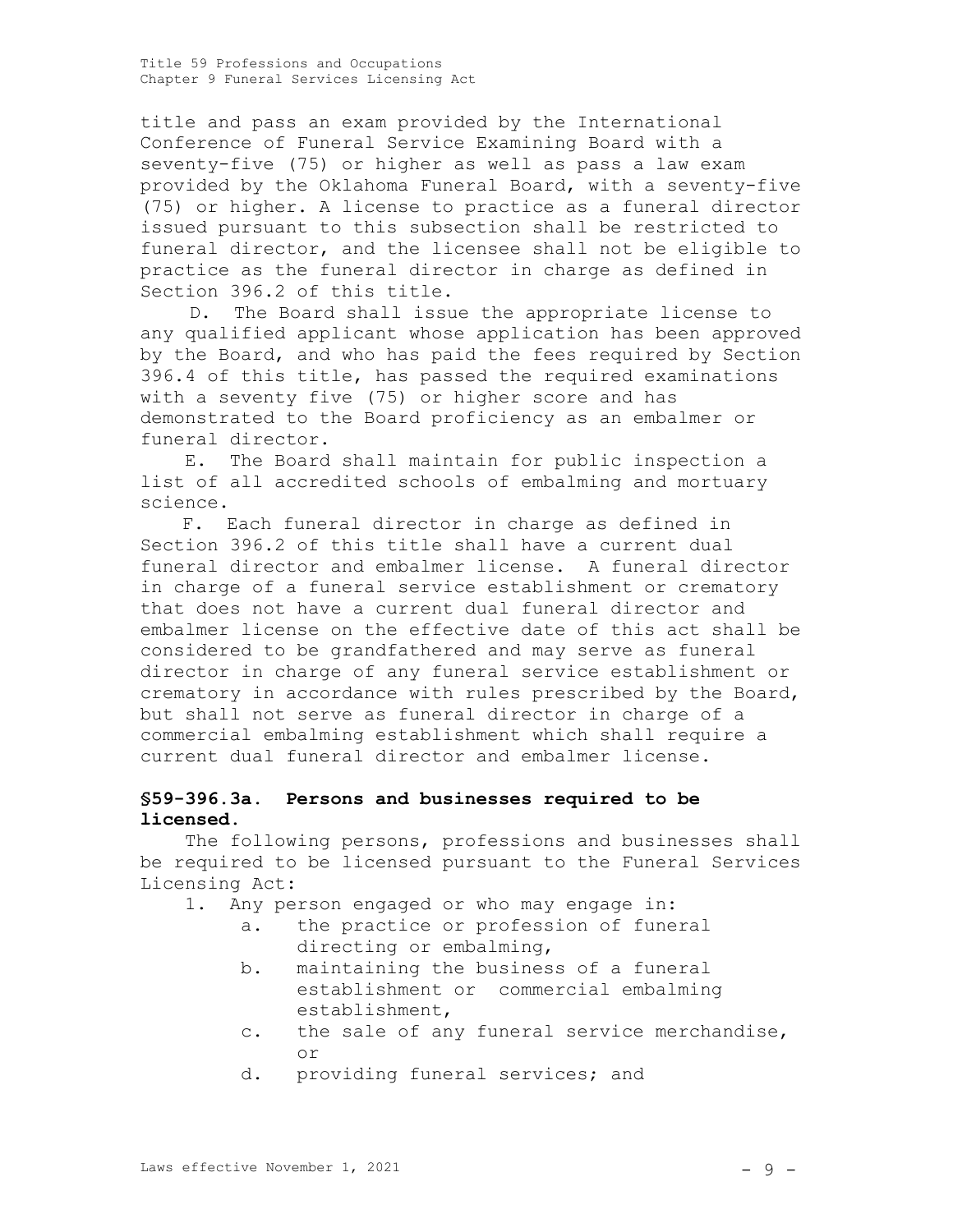title and pass an exam provided by the International Conference of Funeral Service Examining Board with a seventy-five (75) or higher as well as pass a law exam provided by the Oklahoma Funeral Board, with a seventy-five (75) or higher. A license to practice as a funeral director issued pursuant to this subsection shall be restricted to funeral director, and the licensee shall not be eligible to practice as the funeral director in charge as defined in Section 396.2 of this title.

D. The Board shall issue the appropriate license to any qualified applicant whose application has been approved by the Board, and who has paid the fees required by Section 396.4 of this title, has passed the required examinations with a seventy five (75) or higher score and has demonstrated to the Board proficiency as an embalmer or funeral director.

E. The Board shall maintain for public inspection a list of all accredited schools of embalming and mortuary science.

F. Each funeral director in charge as defined in Section 396.2 of this title shall have a current dual funeral director and embalmer license. A funeral director in charge of a funeral service establishment or crematory that does not have a current dual funeral director and embalmer license on the effective date of this act shall be considered to be grandfathered and may serve as funeral director in charge of any funeral service establishment or crematory in accordance with rules prescribed by the Board, but shall not serve as funeral director in charge of a commercial embalming establishment which shall require a current dual funeral director and embalmer license.

**§59-396.3a. Persons and businesses required to be licensed.**

The following persons, professions and businesses shall be required to be licensed pursuant to the Funeral Services Licensing Act:

1. Any person engaged or who may engage in:
   a. the practice or profession of funeral directing or embalming,
   b. maintaining the business of a funeral establishment or commercial embalming establishment,
   c. the sale of any funeral service merchandise, or
   d. providing funeral services; and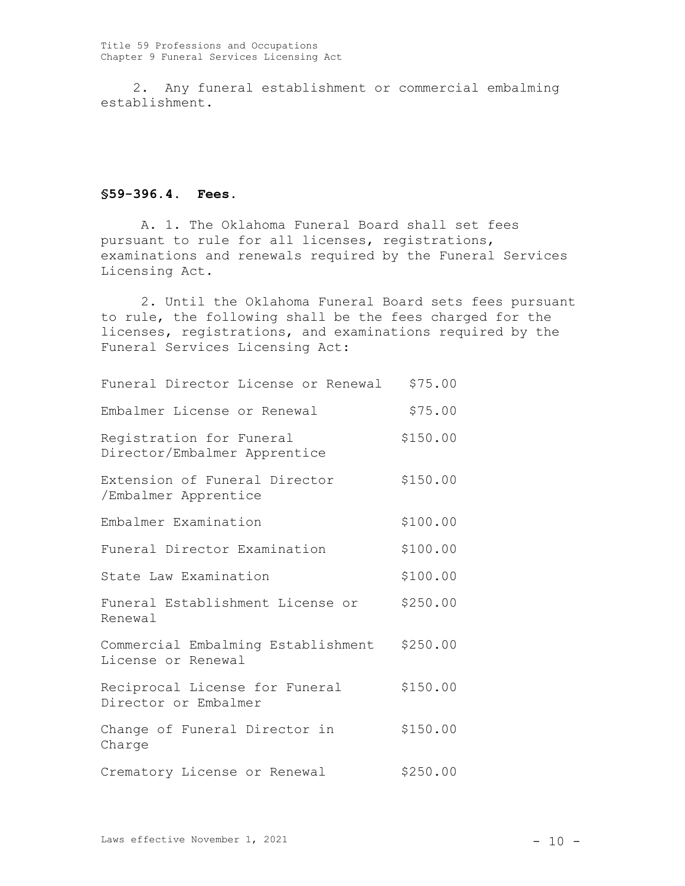2. Any funeral establishment or commercial embalming establishment.

### §59-396.4. Fees.

A. 1. The Oklahoma Funeral Board shall set fees pursuant to rule for all licenses, registrations, examinations and renewals required by the Funeral Services Licensing Act.

2. Until the Oklahoma Funeral Board sets fees pursuant to rule, the following shall be the fees charged for the licenses, registrations, and examinations required by the Funeral Services Licensing Act:

| | |
|---|---|
| Funeral Director License or Renewal | $75.00 |
| Embalmer License or Renewal | $75.00 |
| Registration for Funeral Director/Embalmer Apprentice | $150.00 |
| Extension of Funeral Director /Embalmer Apprentice | $150.00 |
| Embalmer Examination | $100.00 |
| Funeral Director Examination | $100.00 |
| State Law Examination | $100.00 |
| Funeral Establishment License or Renewal | $250.00 |
| Commercial Embalming Establishment License or Renewal | $250.00 |
| Reciprocal License for Funeral Director or Embalmer | $150.00 |
| Change of Funeral Director in Charge | $150.00 |
| Crematory License or Renewal | $250.00 |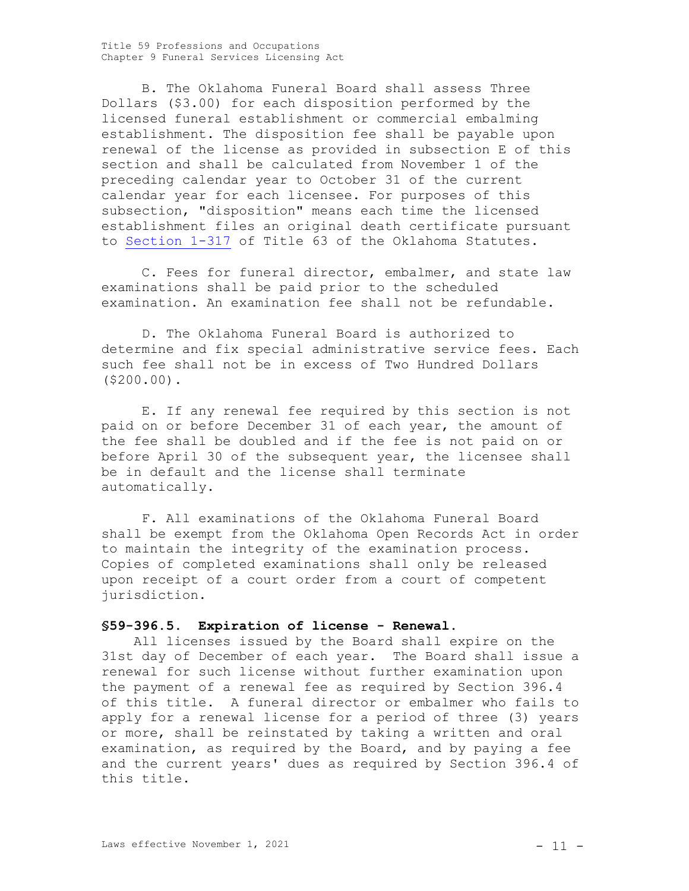B. The Oklahoma Funeral Board shall assess Three Dollars ($3.00) for each disposition performed by the licensed funeral establishment or commercial embalming establishment. The disposition fee shall be payable upon renewal of the license as provided in subsection E of this section and shall be calculated from November 1 of the preceding calendar year to October 31 of the current calendar year for each licensee. For purposes of this subsection, "disposition" means each time the licensed establishment files an original death certificate pursuant to Section 1-317 of Title 63 of the Oklahoma Statutes.

C. Fees for funeral director, embalmer, and state law examinations shall be paid prior to the scheduled examination. An examination fee shall not be refundable.

D. The Oklahoma Funeral Board is authorized to determine and fix special administrative service fees. Each such fee shall not be in excess of Two Hundred Dollars ($200.00).

E. If any renewal fee required by this section is not paid on or before December 31 of each year, the amount of the fee shall be doubled and if the fee is not paid on or before April 30 of the subsequent year, the licensee shall be in default and the license shall terminate automatically.

F. All examinations of the Oklahoma Funeral Board shall be exempt from the Oklahoma Open Records Act in order to maintain the integrity of the examination process. Copies of completed examinations shall only be released upon receipt of a court order from a court of competent jurisdiction.

**§59-396.5. Expiration of license - Renewal.**

All licenses issued by the Board shall expire on the 31st day of December of each year. The Board shall issue a renewal for such license without further examination upon the payment of a renewal fee as required by Section 396.4 of this title. A funeral director or embalmer who fails to apply for a renewal license for a period of three (3) years or more, shall be reinstated by taking a written and oral examination, as required by the Board, and by paying a fee and the current years' dues as required by Section 396.4 of this title.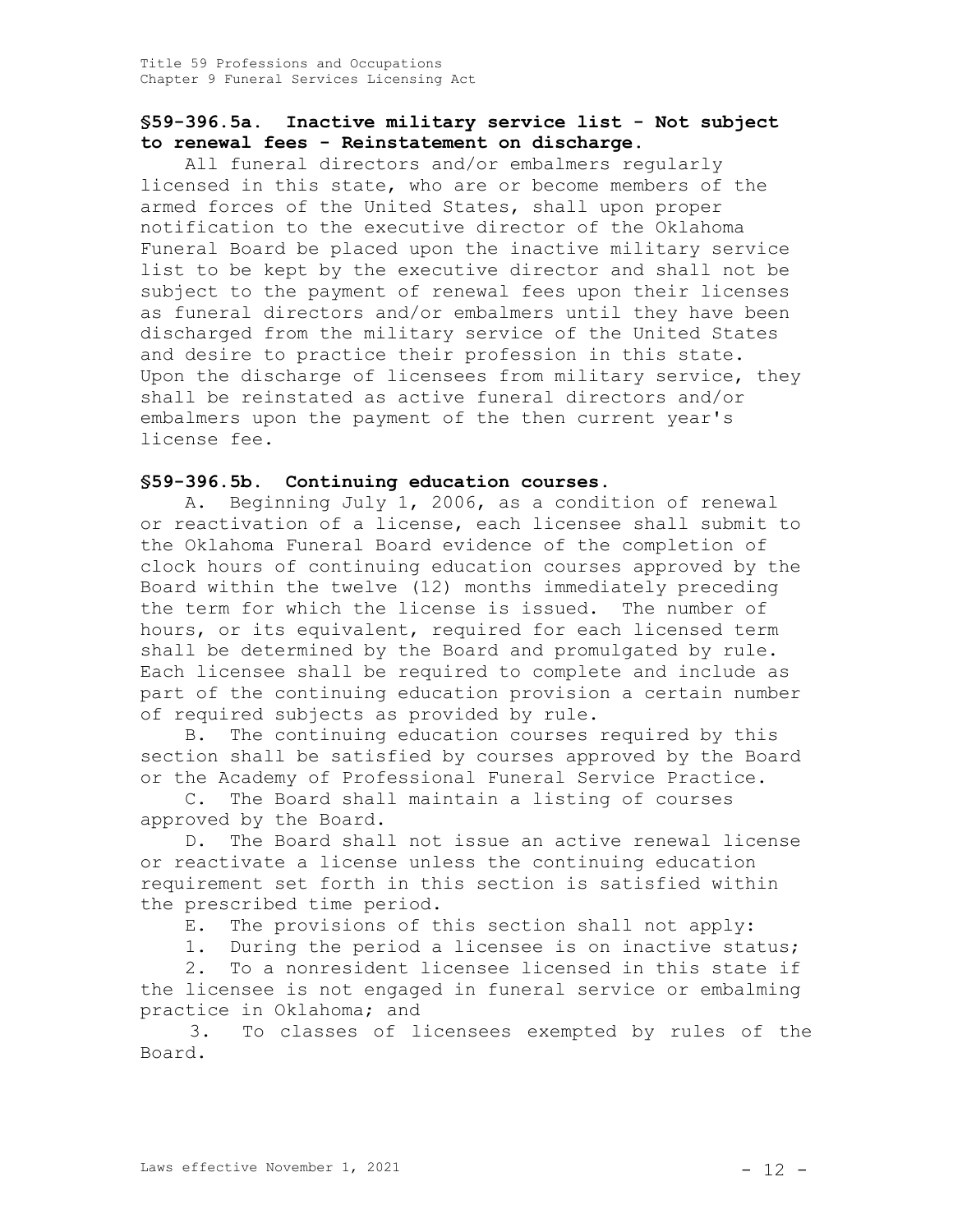## §59-396.5a. Inactive military service list - Not subject to renewal fees - Reinstatement on discharge.

All funeral directors and/or embalmers regularly licensed in this state, who are or become members of the armed forces of the United States, shall upon proper notification to the executive director of the Oklahoma Funeral Board be placed upon the inactive military service list to be kept by the executive director and shall not be subject to the payment of renewal fees upon their licenses as funeral directors and/or embalmers until they have been discharged from the military service of the United States and desire to practice their profession in this state. Upon the discharge of licensees from military service, they shall be reinstated as active funeral directors and/or embalmers upon the payment of the then current year's license fee.

## §59-396.5b. Continuing education courses.

A. Beginning July 1, 2006, as a condition of renewal or reactivation of a license, each licensee shall submit to the Oklahoma Funeral Board evidence of the completion of clock hours of continuing education courses approved by the Board within the twelve (12) months immediately preceding the term for which the license is issued. The number of hours, or its equivalent, required for each licensed term shall be determined by the Board and promulgated by rule. Each licensee shall be required to complete and include as part of the continuing education provision a certain number of required subjects as provided by rule.

B. The continuing education courses required by this section shall be satisfied by courses approved by the Board or the Academy of Professional Funeral Service Practice.

C. The Board shall maintain a listing of courses approved by the Board.

D. The Board shall not issue an active renewal license or reactivate a license unless the continuing education requirement set forth in this section is satisfied within the prescribed time period.

E. The provisions of this section shall not apply:

1. During the period a licensee is on inactive status;

2. To a nonresident licensee licensed in this state if the licensee is not engaged in funeral service or embalming practice in Oklahoma; and

3. To classes of licensees exempted by rules of the Board.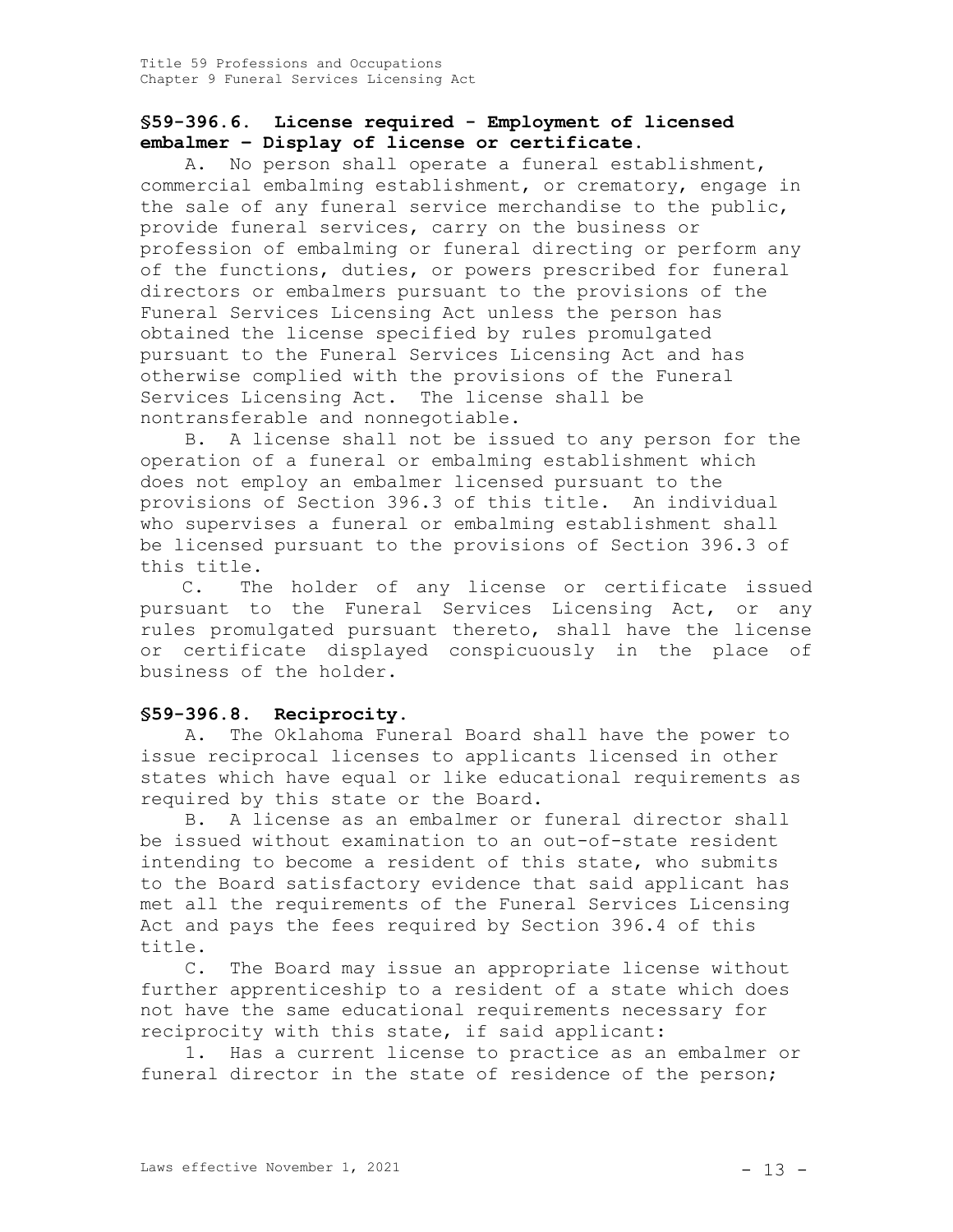### §59-396.6. License required - Employment of licensed embalmer – Display of license or certificate.

A. No person shall operate a funeral establishment, commercial embalming establishment, or crematory, engage in the sale of any funeral service merchandise to the public, provide funeral services, carry on the business or profession of embalming or funeral directing or perform any of the functions, duties, or powers prescribed for funeral directors or embalmers pursuant to the provisions of the Funeral Services Licensing Act unless the person has obtained the license specified by rules promulgated pursuant to the Funeral Services Licensing Act and has otherwise complied with the provisions of the Funeral Services Licensing Act. The license shall be nontransferable and nonnegotiable.

B. A license shall not be issued to any person for the operation of a funeral or embalming establishment which does not employ an embalmer licensed pursuant to the provisions of Section 396.3 of this title. An individual who supervises a funeral or embalming establishment shall be licensed pursuant to the provisions of Section 396.3 of this title.

C. The holder of any license or certificate issued pursuant to the Funeral Services Licensing Act, or any rules promulgated pursuant thereto, shall have the license or certificate displayed conspicuously in the place of business of the holder.

### §59-396.8. Reciprocity.

A. The Oklahoma Funeral Board shall have the power to issue reciprocal licenses to applicants licensed in other states which have equal or like educational requirements as required by this state or the Board.

B. A license as an embalmer or funeral director shall be issued without examination to an out-of-state resident intending to become a resident of this state, who submits to the Board satisfactory evidence that said applicant has met all the requirements of the Funeral Services Licensing Act and pays the fees required by Section 396.4 of this title.

C. The Board may issue an appropriate license without further apprenticeship to a resident of a state which does not have the same educational requirements necessary for reciprocity with this state, if said applicant:

1. Has a current license to practice as an embalmer or funeral director in the state of residence of the person;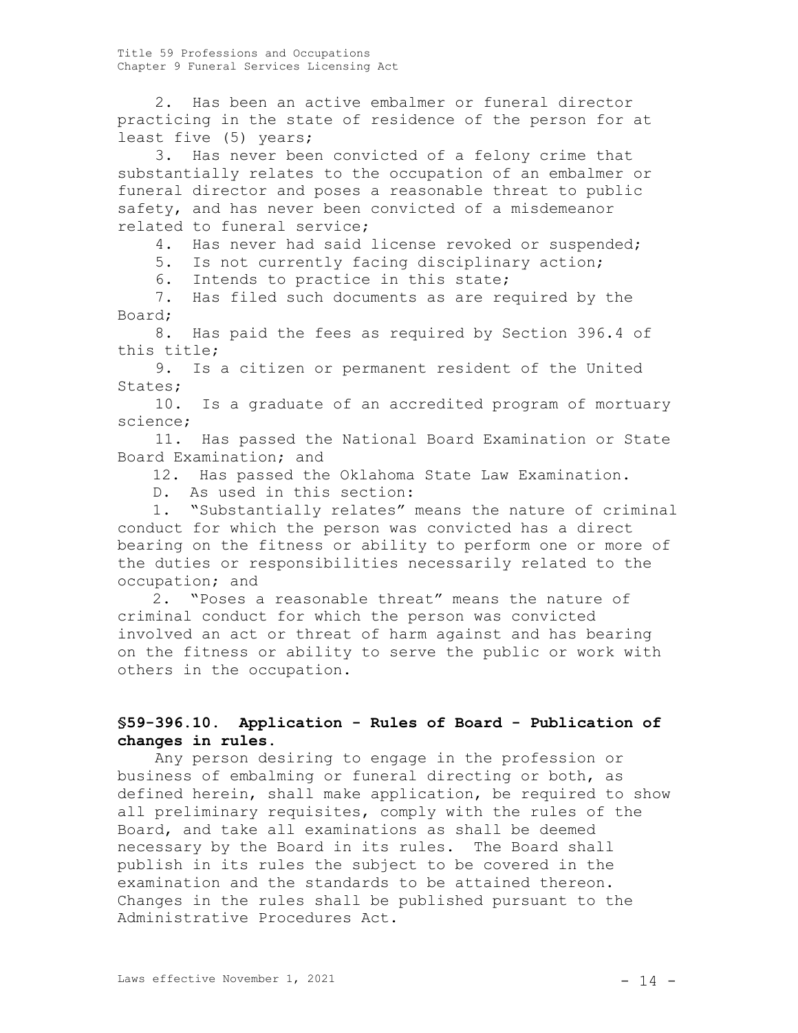2. Has been an active embalmer or funeral director practicing in the state of residence of the person for at least five (5) years;

3. Has never been convicted of a felony crime that substantially relates to the occupation of an embalmer or funeral director and poses a reasonable threat to public safety, and has never been convicted of a misdemeanor related to funeral service;

4. Has never had said license revoked or suspended;

5. Is not currently facing disciplinary action;

6. Intends to practice in this state;

7. Has filed such documents as are required by the Board;

8. Has paid the fees as required by Section 396.4 of this title;

9. Is a citizen or permanent resident of the United States;

10. Is a graduate of an accredited program of mortuary science;

11. Has passed the National Board Examination or State Board Examination; and

12. Has passed the Oklahoma State Law Examination.

D. As used in this section:

1. "Substantially relates" means the nature of criminal conduct for which the person was convicted has a direct bearing on the fitness or ability to perform one or more of the duties or responsibilities necessarily related to the occupation; and

2. "Poses a reasonable threat" means the nature of criminal conduct for which the person was convicted involved an act or threat of harm against and has bearing on the fitness or ability to serve the public or work with others in the occupation.

### §59-396.10. Application - Rules of Board - Publication of changes in rules.

Any person desiring to engage in the profession or business of embalming or funeral directing or both, as defined herein, shall make application, be required to show all preliminary requisites, comply with the rules of the Board, and take all examinations as shall be deemed necessary by the Board in its rules. The Board shall publish in its rules the subject to be covered in the examination and the standards to be attained thereon. Changes in the rules shall be published pursuant to the Administrative Procedures Act.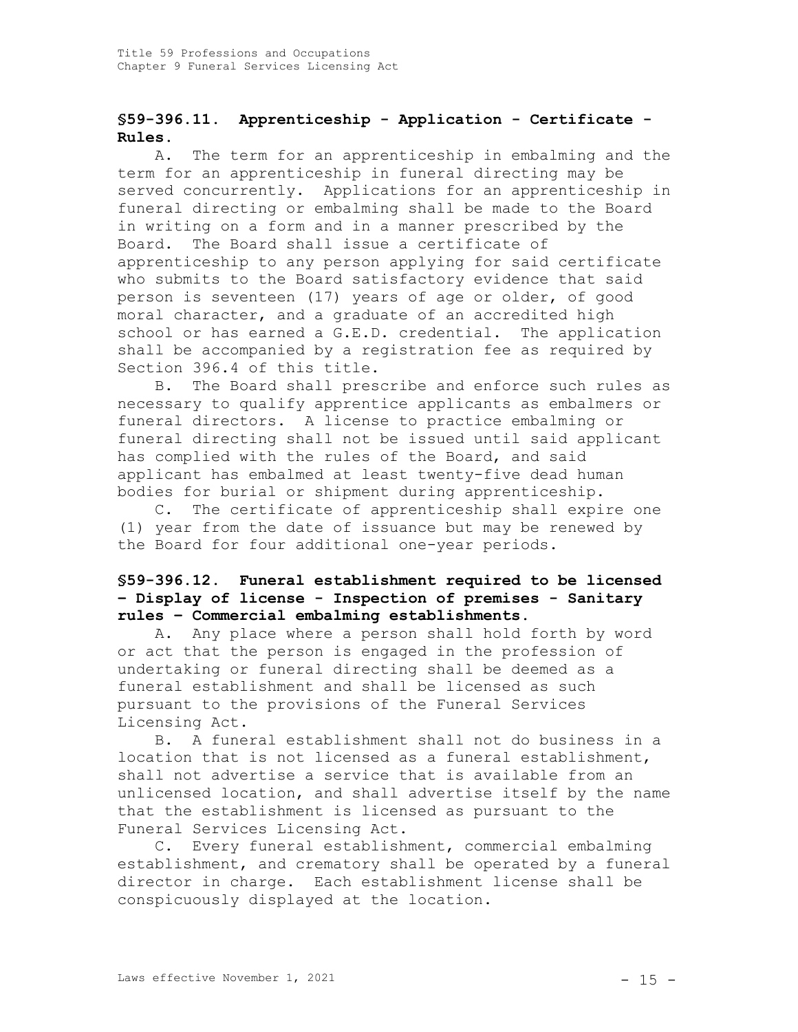## §59-396.11. Apprenticeship - Application - Certificate - Rules.

A. The term for an apprenticeship in embalming and the term for an apprenticeship in funeral directing may be served concurrently. Applications for an apprenticeship in funeral directing or embalming shall be made to the Board in writing on a form and in a manner prescribed by the Board. The Board shall issue a certificate of apprenticeship to any person applying for said certificate who submits to the Board satisfactory evidence that said person is seventeen (17) years of age or older, of good moral character, and a graduate of an accredited high school or has earned a G.E.D. credential. The application shall be accompanied by a registration fee as required by Section 396.4 of this title.

B. The Board shall prescribe and enforce such rules as necessary to qualify apprentice applicants as embalmers or funeral directors. A license to practice embalming or funeral directing shall not be issued until said applicant has complied with the rules of the Board, and said applicant has embalmed at least twenty-five dead human bodies for burial or shipment during apprenticeship.

C. The certificate of apprenticeship shall expire one (1) year from the date of issuance but may be renewed by the Board for four additional one-year periods.

## §59-396.12. Funeral establishment required to be licensed – Display of license - Inspection of premises - Sanitary rules – Commercial embalming establishments.

A. Any place where a person shall hold forth by word or act that the person is engaged in the profession of undertaking or funeral directing shall be deemed as a funeral establishment and shall be licensed as such pursuant to the provisions of the Funeral Services Licensing Act.

B. A funeral establishment shall not do business in a location that is not licensed as a funeral establishment, shall not advertise a service that is available from an unlicensed location, and shall advertise itself by the name that the establishment is licensed as pursuant to the Funeral Services Licensing Act.

C. Every funeral establishment, commercial embalming establishment, and crematory shall be operated by a funeral director in charge. Each establishment license shall be conspicuously displayed at the location.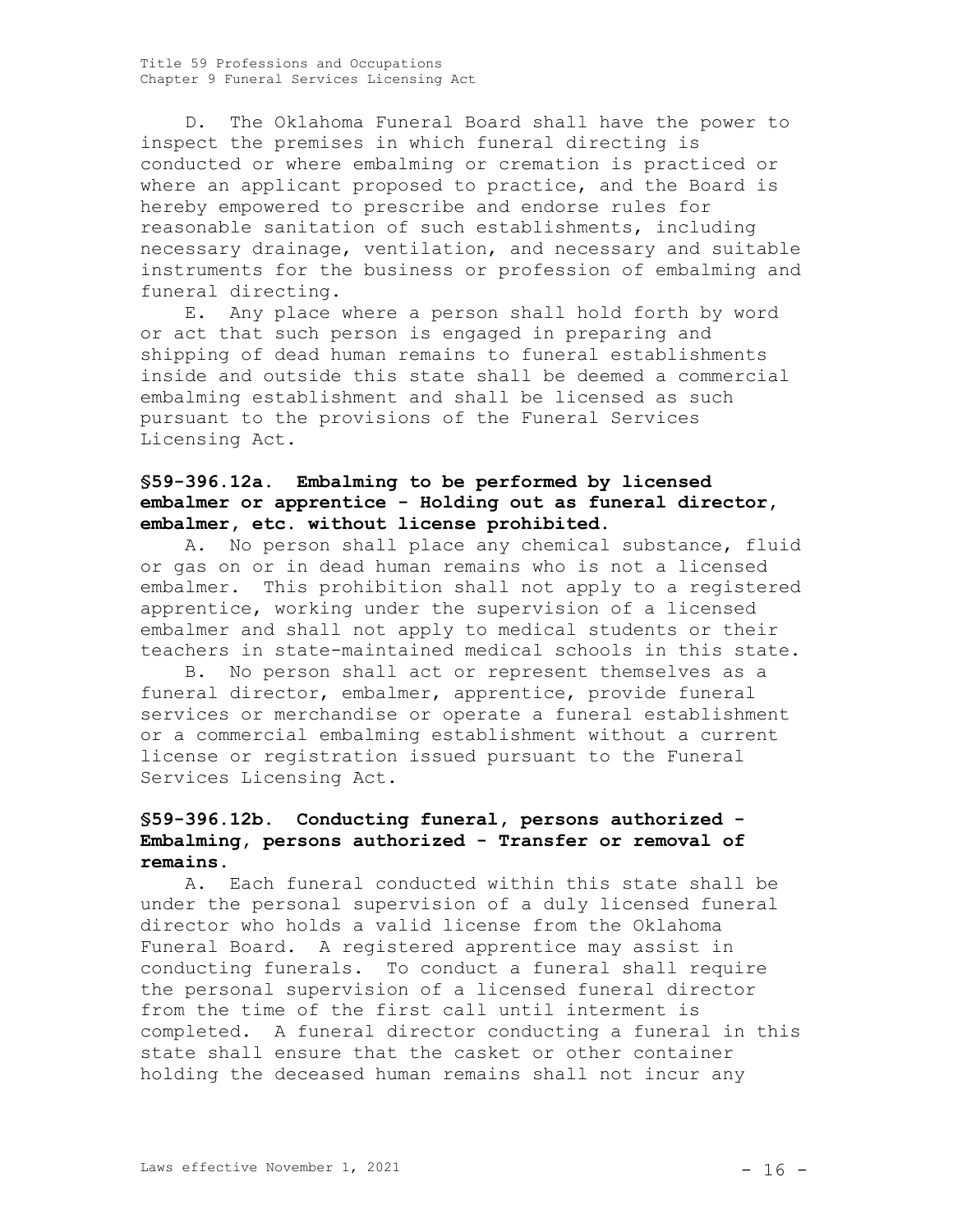D. The Oklahoma Funeral Board shall have the power to inspect the premises in which funeral directing is conducted or where embalming or cremation is practiced or where an applicant proposed to practice, and the Board is hereby empowered to prescribe and endorse rules for reasonable sanitation of such establishments, including necessary drainage, ventilation, and necessary and suitable instruments for the business or profession of embalming and funeral directing.

E. Any place where a person shall hold forth by word or act that such person is engaged in preparing and shipping of dead human remains to funeral establishments inside and outside this state shall be deemed a commercial embalming establishment and shall be licensed as such pursuant to the provisions of the Funeral Services Licensing Act.

### §59-396.12a. Embalming to be performed by licensed embalmer or apprentice - Holding out as funeral director, embalmer, etc. without license prohibited.

A. No person shall place any chemical substance, fluid or gas on or in dead human remains who is not a licensed embalmer. This prohibition shall not apply to a registered apprentice, working under the supervision of a licensed embalmer and shall not apply to medical students or their teachers in state-maintained medical schools in this state.

B. No person shall act or represent themselves as a funeral director, embalmer, apprentice, provide funeral services or merchandise or operate a funeral establishment or a commercial embalming establishment without a current license or registration issued pursuant to the Funeral Services Licensing Act.

### §59-396.12b. Conducting funeral, persons authorized - Embalming, persons authorized - Transfer or removal of remains.

A. Each funeral conducted within this state shall be under the personal supervision of a duly licensed funeral director who holds a valid license from the Oklahoma Funeral Board. A registered apprentice may assist in conducting funerals. To conduct a funeral shall require the personal supervision of a licensed funeral director from the time of the first call until interment is completed. A funeral director conducting a funeral in this state shall ensure that the casket or other container holding the deceased human remains shall not incur any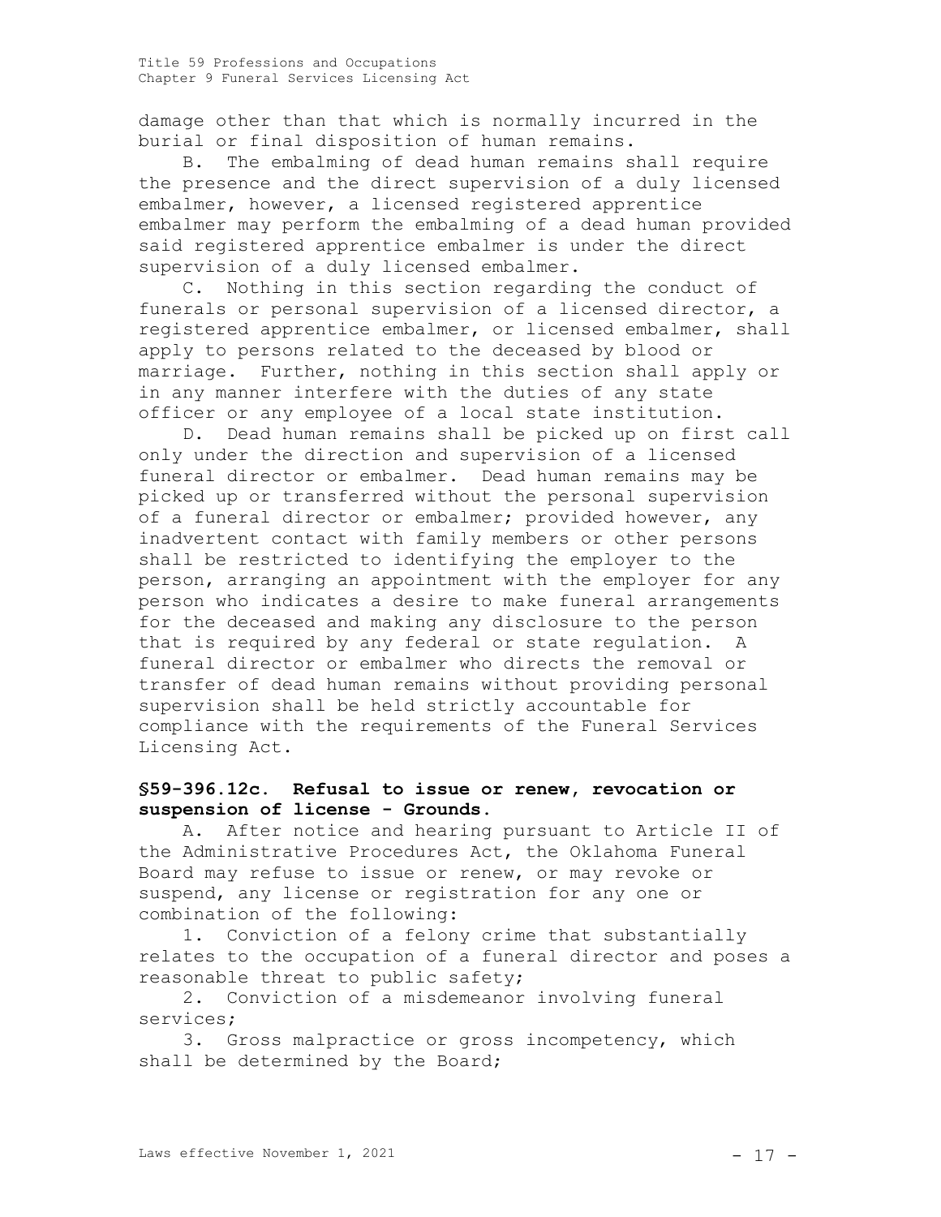damage other than that which is normally incurred in the burial or final disposition of human remains.

B. The embalming of dead human remains shall require the presence and the direct supervision of a duly licensed embalmer, however, a licensed registered apprentice embalmer may perform the embalming of a dead human provided said registered apprentice embalmer is under the direct supervision of a duly licensed embalmer.

C. Nothing in this section regarding the conduct of funerals or personal supervision of a licensed director, a registered apprentice embalmer, or licensed embalmer, shall apply to persons related to the deceased by blood or marriage. Further, nothing in this section shall apply or in any manner interfere with the duties of any state officer or any employee of a local state institution.

D. Dead human remains shall be picked up on first call only under the direction and supervision of a licensed funeral director or embalmer. Dead human remains may be picked up or transferred without the personal supervision of a funeral director or embalmer; provided however, any inadvertent contact with family members or other persons shall be restricted to identifying the employer to the person, arranging an appointment with the employer for any person who indicates a desire to make funeral arrangements for the deceased and making any disclosure to the person that is required by any federal or state regulation. A funeral director or embalmer who directs the removal or transfer of dead human remains without providing personal supervision shall be held strictly accountable for compliance with the requirements of the Funeral Services Licensing Act.

**§59-396.12c. Refusal to issue or renew, revocation or suspension of license - Grounds.**

A. After notice and hearing pursuant to Article II of the Administrative Procedures Act, the Oklahoma Funeral Board may refuse to issue or renew, or may revoke or suspend, any license or registration for any one or combination of the following:

1. Conviction of a felony crime that substantially relates to the occupation of a funeral director and poses a reasonable threat to public safety;

2. Conviction of a misdemeanor involving funeral services;

3. Gross malpractice or gross incompetency, which shall be determined by the Board;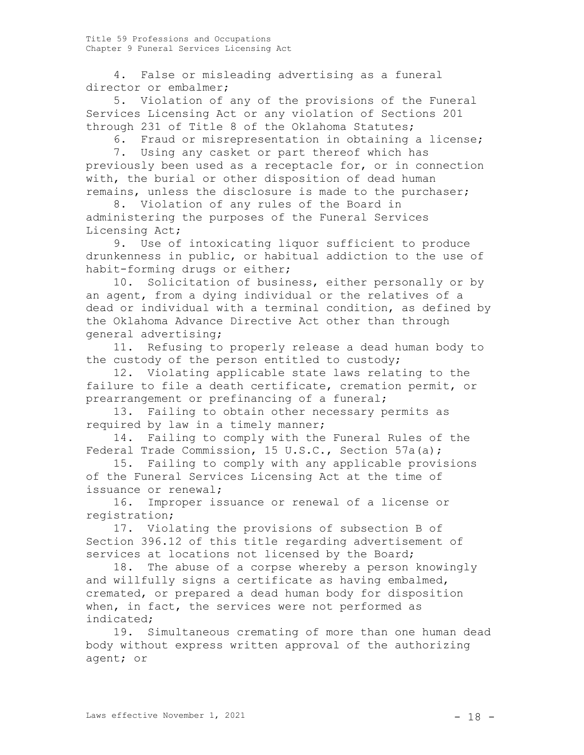4. False or misleading advertising as a funeral director or embalmer;

5. Violation of any of the provisions of the Funeral Services Licensing Act or any violation of Sections 201 through 231 of Title 8 of the Oklahoma Statutes;

6. Fraud or misrepresentation in obtaining a license;

7. Using any casket or part thereof which has previously been used as a receptacle for, or in connection with, the burial or other disposition of dead human remains, unless the disclosure is made to the purchaser;

8. Violation of any rules of the Board in administering the purposes of the Funeral Services Licensing Act;

9. Use of intoxicating liquor sufficient to produce drunkenness in public, or habitual addiction to the use of habit-forming drugs or either;

10. Solicitation of business, either personally or by an agent, from a dying individual or the relatives of a dead or individual with a terminal condition, as defined by the Oklahoma Advance Directive Act other than through general advertising;

11. Refusing to properly release a dead human body to the custody of the person entitled to custody;

12. Violating applicable state laws relating to the failure to file a death certificate, cremation permit, or prearrangement or prefinancing of a funeral;

13. Failing to obtain other necessary permits as required by law in a timely manner;

14. Failing to comply with the Funeral Rules of the Federal Trade Commission, 15 U.S.C., Section 57a(a);

15. Failing to comply with any applicable provisions of the Funeral Services Licensing Act at the time of issuance or renewal;

16. Improper issuance or renewal of a license or registration;

17. Violating the provisions of subsection B of Section 396.12 of this title regarding advertisement of services at locations not licensed by the Board;

18. The abuse of a corpse whereby a person knowingly and willfully signs a certificate as having embalmed, cremated, or prepared a dead human body for disposition when, in fact, the services were not performed as indicated;

19. Simultaneous cremating of more than one human dead body without express written approval of the authorizing agent; or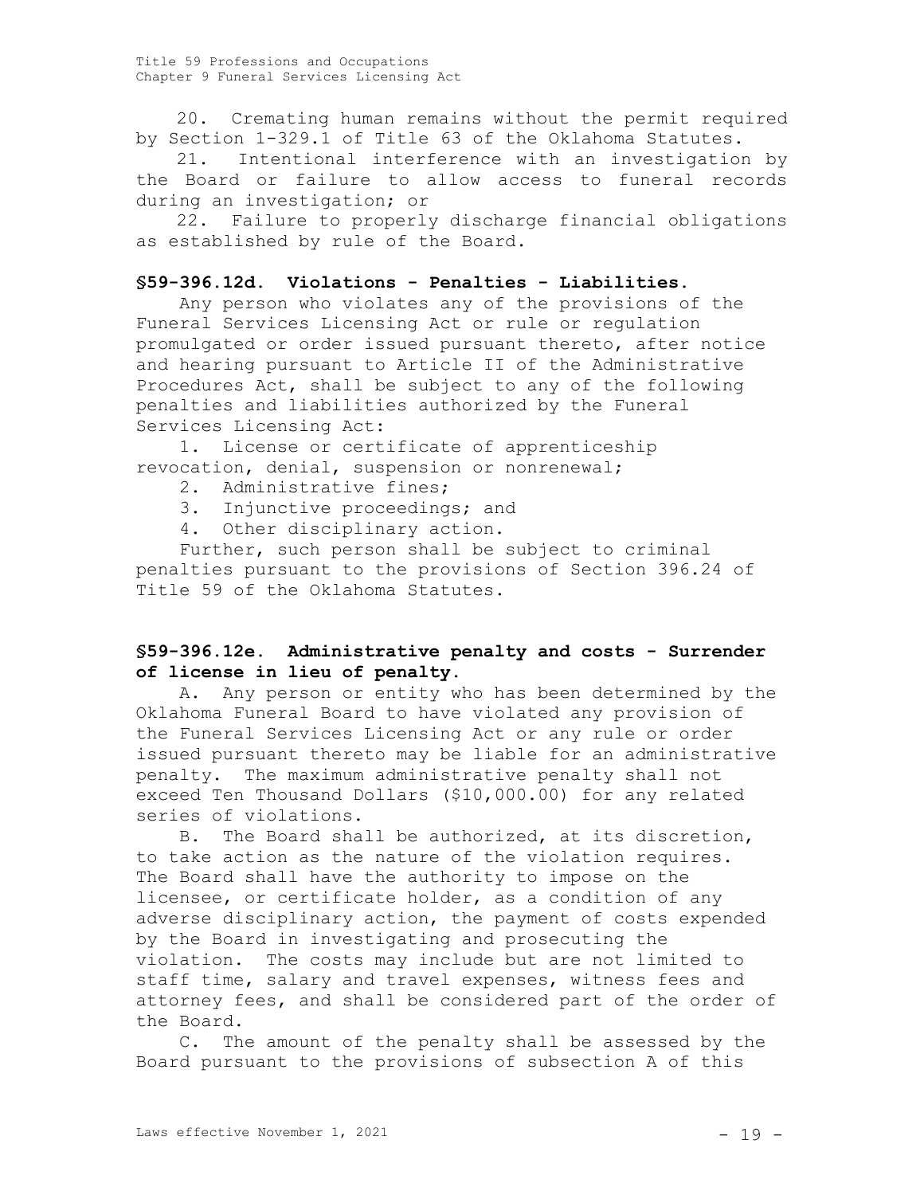20. Cremating human remains without the permit required by Section 1-329.1 of Title 63 of the Oklahoma Statutes.

21. Intentional interference with an investigation by the Board or failure to allow access to funeral records during an investigation; or

22. Failure to properly discharge financial obligations as established by rule of the Board.

**§59-396.12d. Violations - Penalties - Liabilities.**

Any person who violates any of the provisions of the Funeral Services Licensing Act or rule or regulation promulgated or order issued pursuant thereto, after notice and hearing pursuant to Article II of the Administrative Procedures Act, shall be subject to any of the following penalties and liabilities authorized by the Funeral Services Licensing Act:

1. License or certificate of apprenticeship revocation, denial, suspension or nonrenewal;
2. Administrative fines;
3. Injunctive proceedings; and
4. Other disciplinary action.

Further, such person shall be subject to criminal penalties pursuant to the provisions of Section 396.24 of Title 59 of the Oklahoma Statutes.

**§59-396.12e. Administrative penalty and costs - Surrender of license in lieu of penalty.**

A. Any person or entity who has been determined by the Oklahoma Funeral Board to have violated any provision of the Funeral Services Licensing Act or any rule or order issued pursuant thereto may be liable for an administrative penalty. The maximum administrative penalty shall not exceed Ten Thousand Dollars ($10,000.00) for any related series of violations.

B. The Board shall be authorized, at its discretion, to take action as the nature of the violation requires. The Board shall have the authority to impose on the licensee, or certificate holder, as a condition of any adverse disciplinary action, the payment of costs expended by the Board in investigating and prosecuting the violation. The costs may include but are not limited to staff time, salary and travel expenses, witness fees and attorney fees, and shall be considered part of the order of the Board.

C. The amount of the penalty shall be assessed by the Board pursuant to the provisions of subsection A of this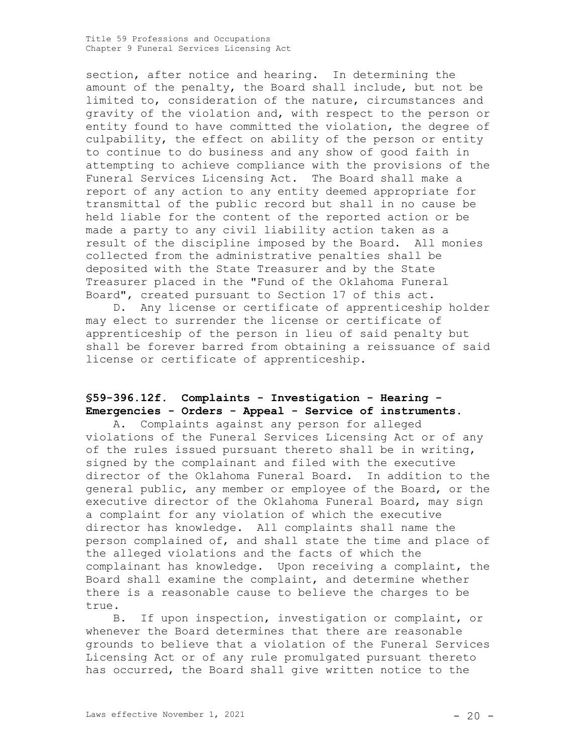section, after notice and hearing. In determining the amount of the penalty, the Board shall include, but not be limited to, consideration of the nature, circumstances and gravity of the violation and, with respect to the person or entity found to have committed the violation, the degree of culpability, the effect on ability of the person or entity to continue to do business and any show of good faith in attempting to achieve compliance with the provisions of the Funeral Services Licensing Act. The Board shall make a report of any action to any entity deemed appropriate for transmittal of the public record but shall in no cause be held liable for the content of the reported action or be made a party to any civil liability action taken as a result of the discipline imposed by the Board. All monies collected from the administrative penalties shall be deposited with the State Treasurer and by the State Treasurer placed in the "Fund of the Oklahoma Funeral Board", created pursuant to Section 17 of this act.

D. Any license or certificate of apprenticeship holder may elect to surrender the license or certificate of apprenticeship of the person in lieu of said penalty but shall be forever barred from obtaining a reissuance of said license or certificate of apprenticeship.

**§59-396.12f. Complaints - Investigation - Hearing - Emergencies - Orders - Appeal - Service of instruments.**

A. Complaints against any person for alleged violations of the Funeral Services Licensing Act or of any of the rules issued pursuant thereto shall be in writing, signed by the complainant and filed with the executive director of the Oklahoma Funeral Board. In addition to the general public, any member or employee of the Board, or the executive director of the Oklahoma Funeral Board, may sign a complaint for any violation of which the executive director has knowledge. All complaints shall name the person complained of, and shall state the time and place of the alleged violations and the facts of which the complainant has knowledge. Upon receiving a complaint, the Board shall examine the complaint, and determine whether there is a reasonable cause to believe the charges to be true.

B. If upon inspection, investigation or complaint, or whenever the Board determines that there are reasonable grounds to believe that a violation of the Funeral Services Licensing Act or of any rule promulgated pursuant thereto has occurred, the Board shall give written notice to the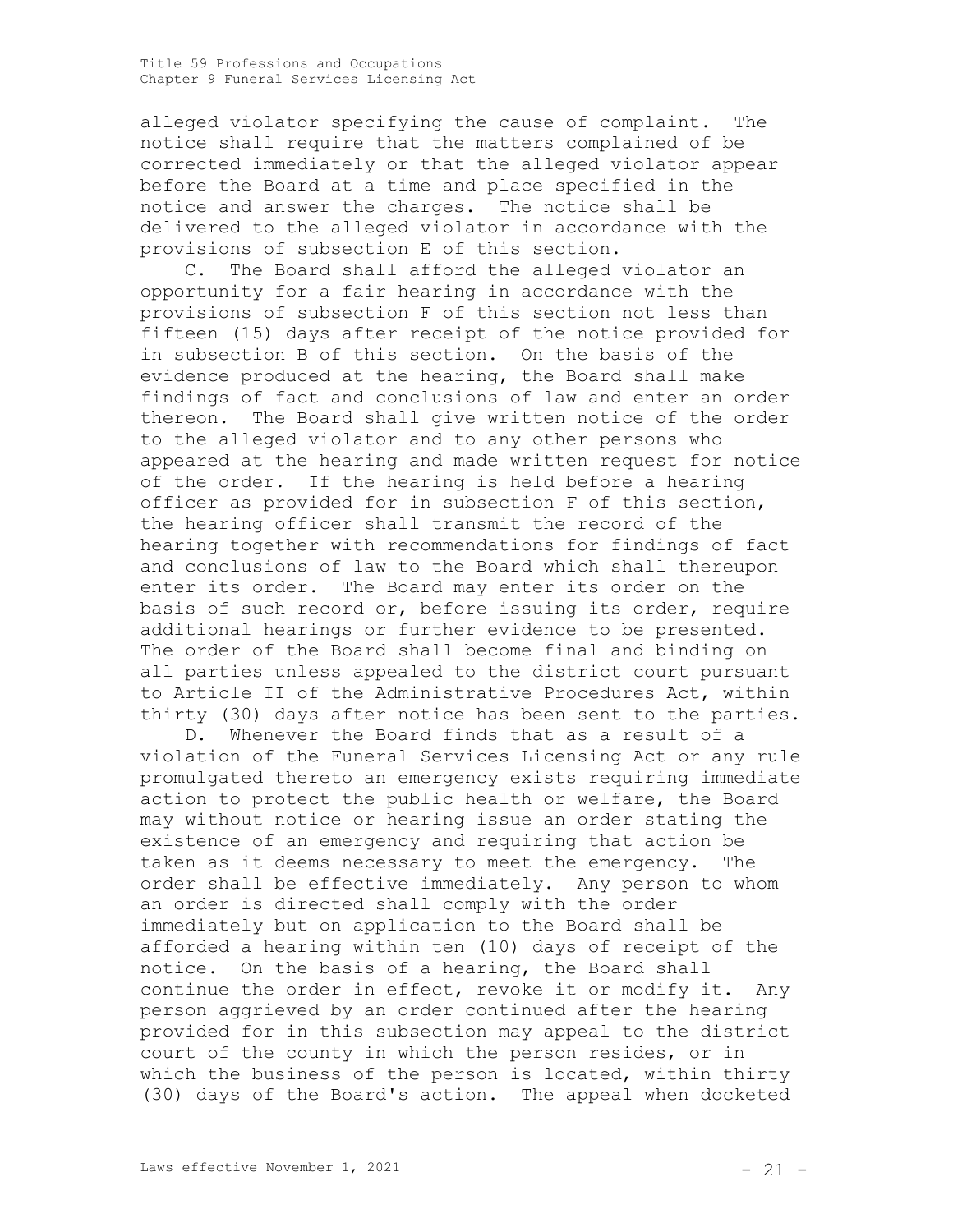alleged violator specifying the cause of complaint. The notice shall require that the matters complained of be corrected immediately or that the alleged violator appear before the Board at a time and place specified in the notice and answer the charges. The notice shall be delivered to the alleged violator in accordance with the provisions of subsection E of this section.

C. The Board shall afford the alleged violator an opportunity for a fair hearing in accordance with the provisions of subsection F of this section not less than fifteen (15) days after receipt of the notice provided for in subsection B of this section. On the basis of the evidence produced at the hearing, the Board shall make findings of fact and conclusions of law and enter an order thereon. The Board shall give written notice of the order to the alleged violator and to any other persons who appeared at the hearing and made written request for notice of the order. If the hearing is held before a hearing officer as provided for in subsection F of this section, the hearing officer shall transmit the record of the hearing together with recommendations for findings of fact and conclusions of law to the Board which shall thereupon enter its order. The Board may enter its order on the basis of such record or, before issuing its order, require additional hearings or further evidence to be presented. The order of the Board shall become final and binding on all parties unless appealed to the district court pursuant to Article II of the Administrative Procedures Act, within thirty (30) days after notice has been sent to the parties.

D. Whenever the Board finds that as a result of a violation of the Funeral Services Licensing Act or any rule promulgated thereto an emergency exists requiring immediate action to protect the public health or welfare, the Board may without notice or hearing issue an order stating the existence of an emergency and requiring that action be taken as it deems necessary to meet the emergency. The order shall be effective immediately. Any person to whom an order is directed shall comply with the order immediately but on application to the Board shall be afforded a hearing within ten (10) days of receipt of the notice. On the basis of a hearing, the Board shall continue the order in effect, revoke it or modify it. Any person aggrieved by an order continued after the hearing provided for in this subsection may appeal to the district court of the county in which the person resides, or in which the business of the person is located, within thirty (30) days of the Board's action. The appeal when docketed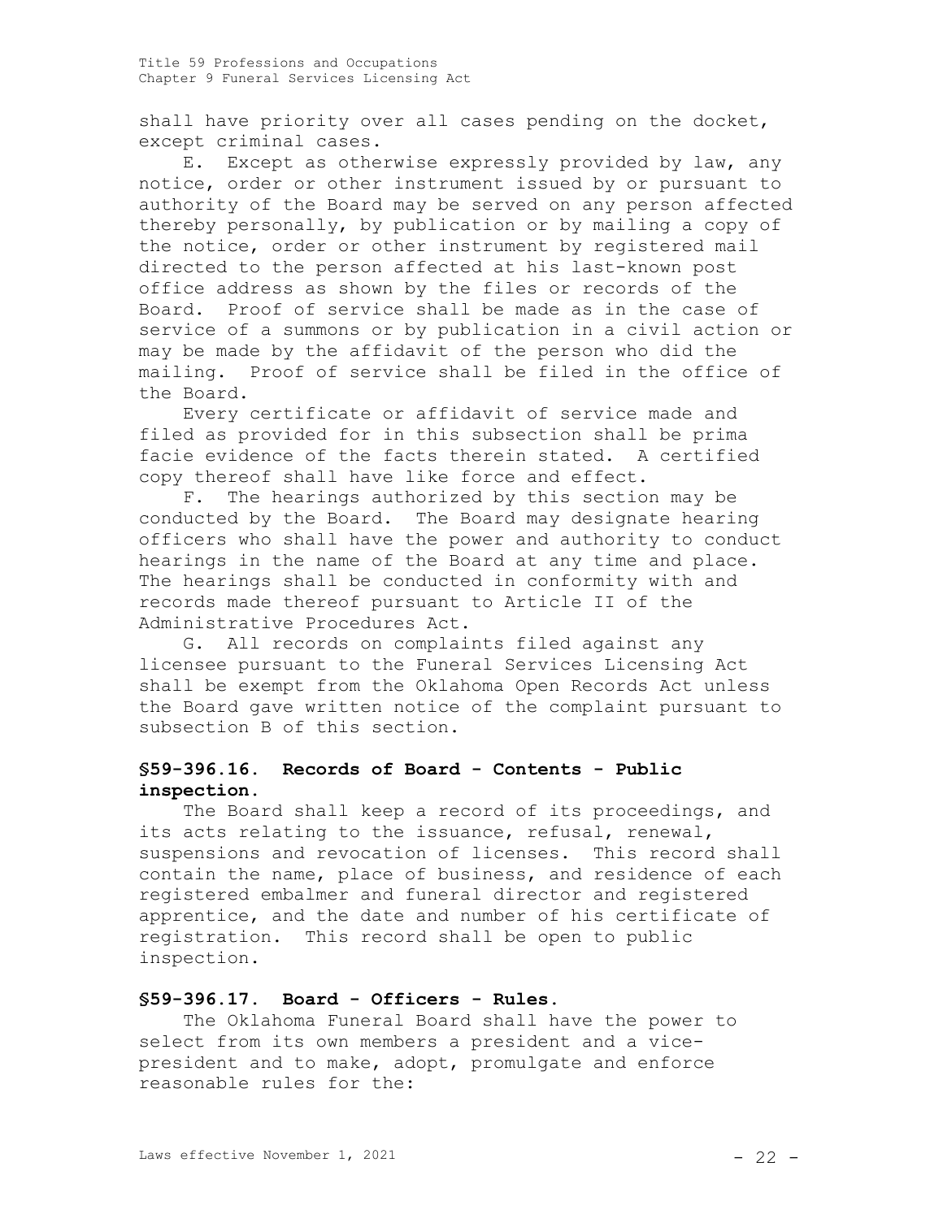shall have priority over all cases pending on the docket, except criminal cases.

E. Except as otherwise expressly provided by law, any notice, order or other instrument issued by or pursuant to authority of the Board may be served on any person affected thereby personally, by publication or by mailing a copy of the notice, order or other instrument by registered mail directed to the person affected at his last-known post office address as shown by the files or records of the Board. Proof of service shall be made as in the case of service of a summons or by publication in a civil action or may be made by the affidavit of the person who did the mailing. Proof of service shall be filed in the office of the Board.

Every certificate or affidavit of service made and filed as provided for in this subsection shall be prima facie evidence of the facts therein stated. A certified copy thereof shall have like force and effect.

F. The hearings authorized by this section may be conducted by the Board. The Board may designate hearing officers who shall have the power and authority to conduct hearings in the name of the Board at any time and place. The hearings shall be conducted in conformity with and records made thereof pursuant to Article II of the Administrative Procedures Act.

G. All records on complaints filed against any licensee pursuant to the Funeral Services Licensing Act shall be exempt from the Oklahoma Open Records Act unless the Board gave written notice of the complaint pursuant to subsection B of this section.

### §59-396.16. Records of Board - Contents - Public inspection.

The Board shall keep a record of its proceedings, and its acts relating to the issuance, refusal, renewal, suspensions and revocation of licenses. This record shall contain the name, place of business, and residence of each registered embalmer and funeral director and registered apprentice, and the date and number of his certificate of registration. This record shall be open to public inspection.

### §59-396.17. Board - Officers - Rules.

The Oklahoma Funeral Board shall have the power to select from its own members a president and a vice-president and to make, adopt, promulgate and enforce reasonable rules for the: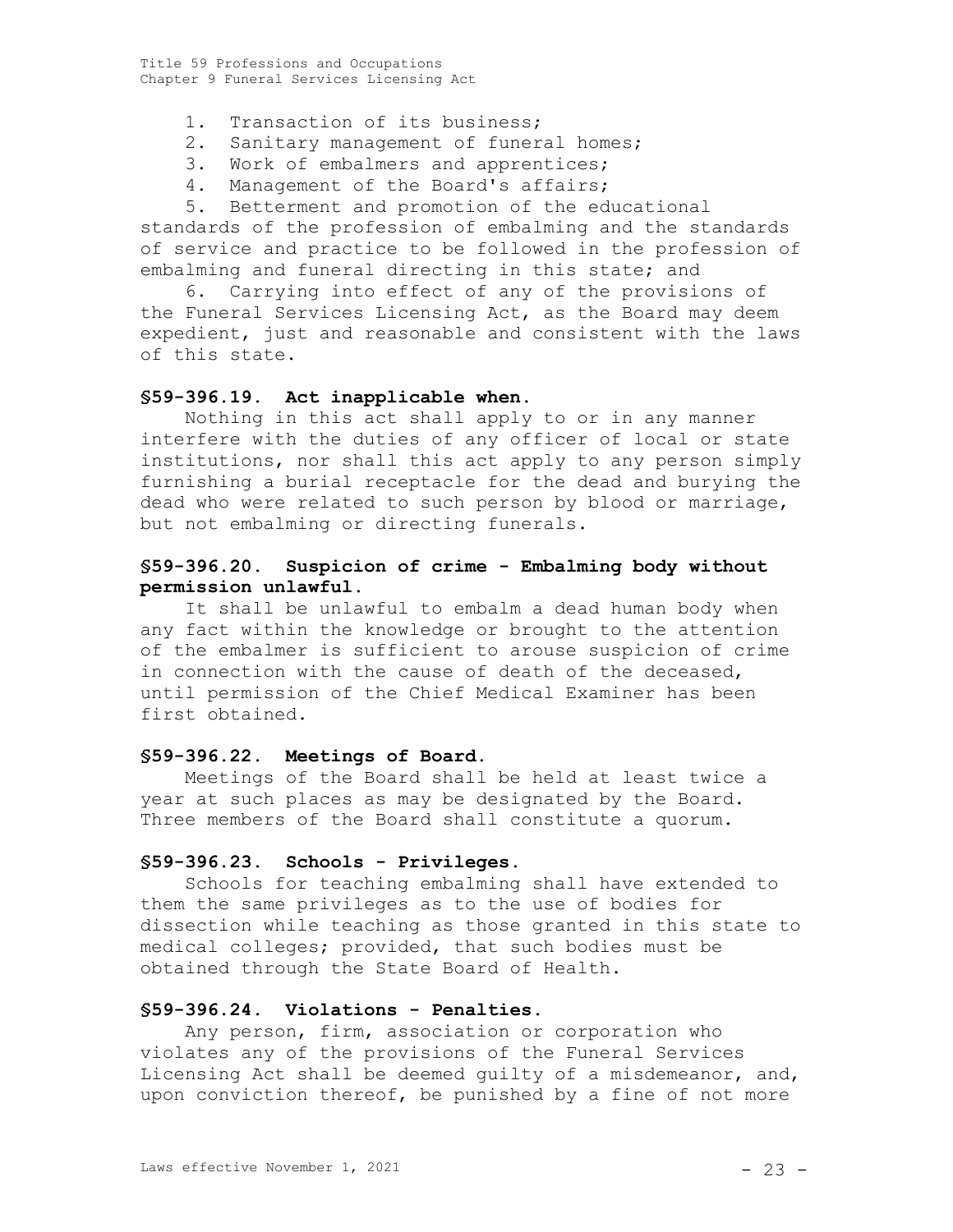1. Transaction of its business;
2. Sanitary management of funeral homes;
3. Work of embalmers and apprentices;
4. Management of the Board's affairs;
5. Betterment and promotion of the educational standards of the profession of embalming and the standards of service and practice to be followed in the profession of embalming and funeral directing in this state; and
6. Carrying into effect of any of the provisions of the Funeral Services Licensing Act, as the Board may deem expedient, just and reasonable and consistent with the laws of this state.

### §59-396.19. Act inapplicable when.

Nothing in this act shall apply to or in any manner interfere with the duties of any officer of local or state institutions, nor shall this act apply to any person simply furnishing a burial receptacle for the dead and burying the dead who were related to such person by blood or marriage, but not embalming or directing funerals.

### §59-396.20. Suspicion of crime - Embalming body without permission unlawful.

It shall be unlawful to embalm a dead human body when any fact within the knowledge or brought to the attention of the embalmer is sufficient to arouse suspicion of crime in connection with the cause of death of the deceased, until permission of the Chief Medical Examiner has been first obtained.

### §59-396.22. Meetings of Board.

Meetings of the Board shall be held at least twice a year at such places as may be designated by the Board. Three members of the Board shall constitute a quorum.

### §59-396.23. Schools - Privileges.

Schools for teaching embalming shall have extended to them the same privileges as to the use of bodies for dissection while teaching as those granted in this state to medical colleges; provided, that such bodies must be obtained through the State Board of Health.

### §59-396.24. Violations - Penalties.

Any person, firm, association or corporation who violates any of the provisions of the Funeral Services Licensing Act shall be deemed guilty of a misdemeanor, and, upon conviction thereof, be punished by a fine of not more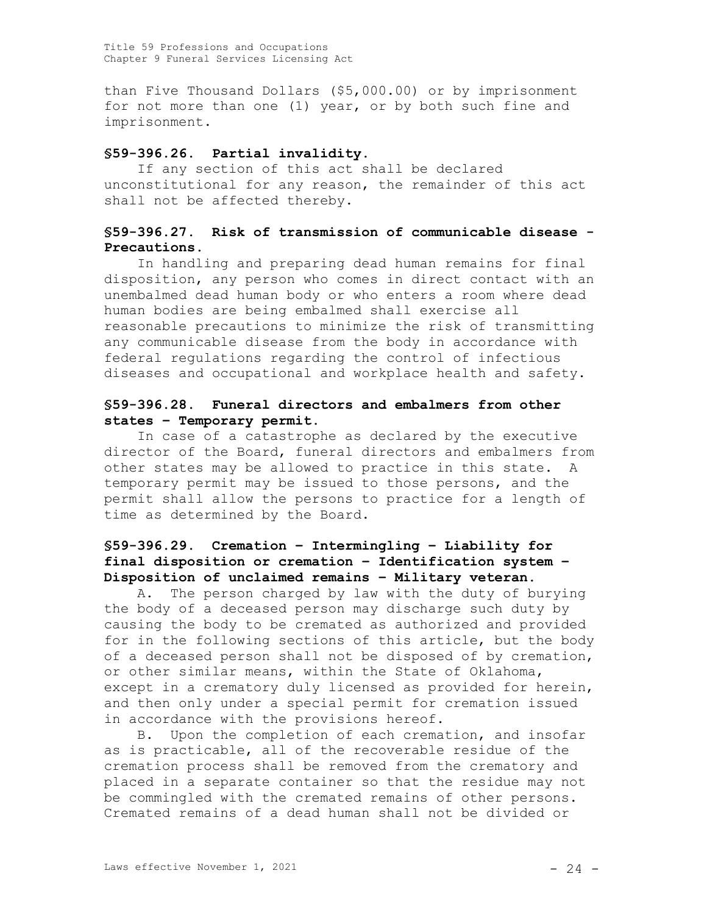than Five Thousand Dollars ($5,000.00) or by imprisonment for not more than one (1) year, or by both such fine and imprisonment.

**§59-396.26. Partial invalidity.**

If any section of this act shall be declared unconstitutional for any reason, the remainder of this act shall not be affected thereby.

**§59-396.27. Risk of transmission of communicable disease - Precautions.**

In handling and preparing dead human remains for final disposition, any person who comes in direct contact with an unembalmed dead human body or who enters a room where dead human bodies are being embalmed shall exercise all reasonable precautions to minimize the risk of transmitting any communicable disease from the body in accordance with federal regulations regarding the control of infectious diseases and occupational and workplace health and safety.

**§59-396.28. Funeral directors and embalmers from other states – Temporary permit.**

In case of a catastrophe as declared by the executive director of the Board, funeral directors and embalmers from other states may be allowed to practice in this state. A temporary permit may be issued to those persons, and the permit shall allow the persons to practice for a length of time as determined by the Board.

**§59-396.29. Cremation – Intermingling – Liability for final disposition or cremation – Identification system – Disposition of unclaimed remains – Military veteran.**

A. The person charged by law with the duty of burying the body of a deceased person may discharge such duty by causing the body to be cremated as authorized and provided for in the following sections of this article, but the body of a deceased person shall not be disposed of by cremation, or other similar means, within the State of Oklahoma, except in a crematory duly licensed as provided for herein, and then only under a special permit for cremation issued in accordance with the provisions hereof.

B. Upon the completion of each cremation, and insofar as is practicable, all of the recoverable residue of the cremation process shall be removed from the crematory and placed in a separate container so that the residue may not be commingled with the cremated remains of other persons. Cremated remains of a dead human shall not be divided or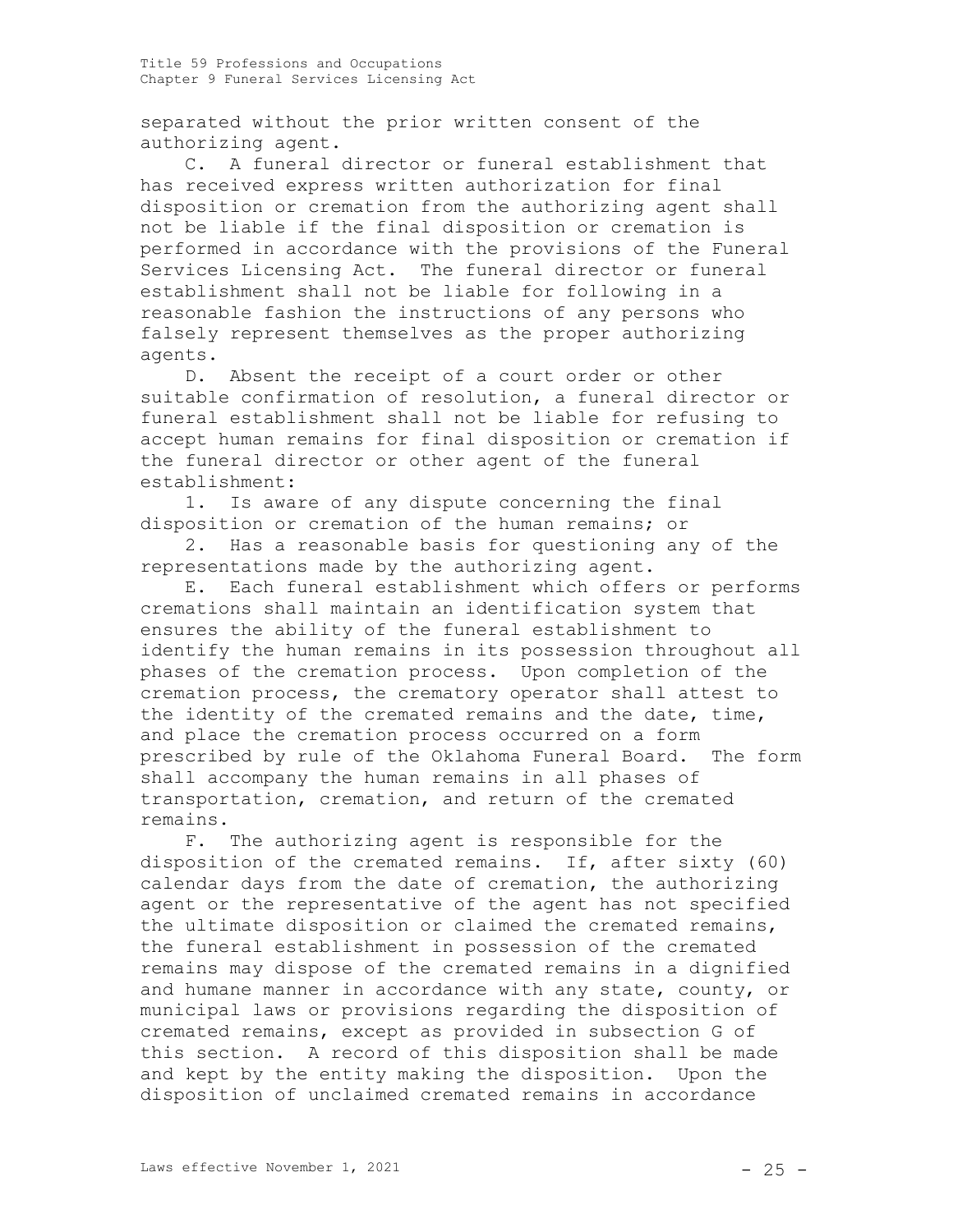separated without the prior written consent of the authorizing agent.

C. A funeral director or funeral establishment that has received express written authorization for final disposition or cremation from the authorizing agent shall not be liable if the final disposition or cremation is performed in accordance with the provisions of the Funeral Services Licensing Act. The funeral director or funeral establishment shall not be liable for following in a reasonable fashion the instructions of any persons who falsely represent themselves as the proper authorizing agents.

D. Absent the receipt of a court order or other suitable confirmation of resolution, a funeral director or funeral establishment shall not be liable for refusing to accept human remains for final disposition or cremation if the funeral director or other agent of the funeral establishment:

1. Is aware of any dispute concerning the final disposition or cremation of the human remains; or

2. Has a reasonable basis for questioning any of the representations made by the authorizing agent.

E. Each funeral establishment which offers or performs cremations shall maintain an identification system that ensures the ability of the funeral establishment to identify the human remains in its possession throughout all phases of the cremation process. Upon completion of the cremation process, the crematory operator shall attest to the identity of the cremated remains and the date, time, and place the cremation process occurred on a form prescribed by rule of the Oklahoma Funeral Board. The form shall accompany the human remains in all phases of transportation, cremation, and return of the cremated remains.

F. The authorizing agent is responsible for the disposition of the cremated remains. If, after sixty (60) calendar days from the date of cremation, the authorizing agent or the representative of the agent has not specified the ultimate disposition or claimed the cremated remains, the funeral establishment in possession of the cremated remains may dispose of the cremated remains in a dignified and humane manner in accordance with any state, county, or municipal laws or provisions regarding the disposition of cremated remains, except as provided in subsection G of this section. A record of this disposition shall be made and kept by the entity making the disposition. Upon the disposition of unclaimed cremated remains in accordance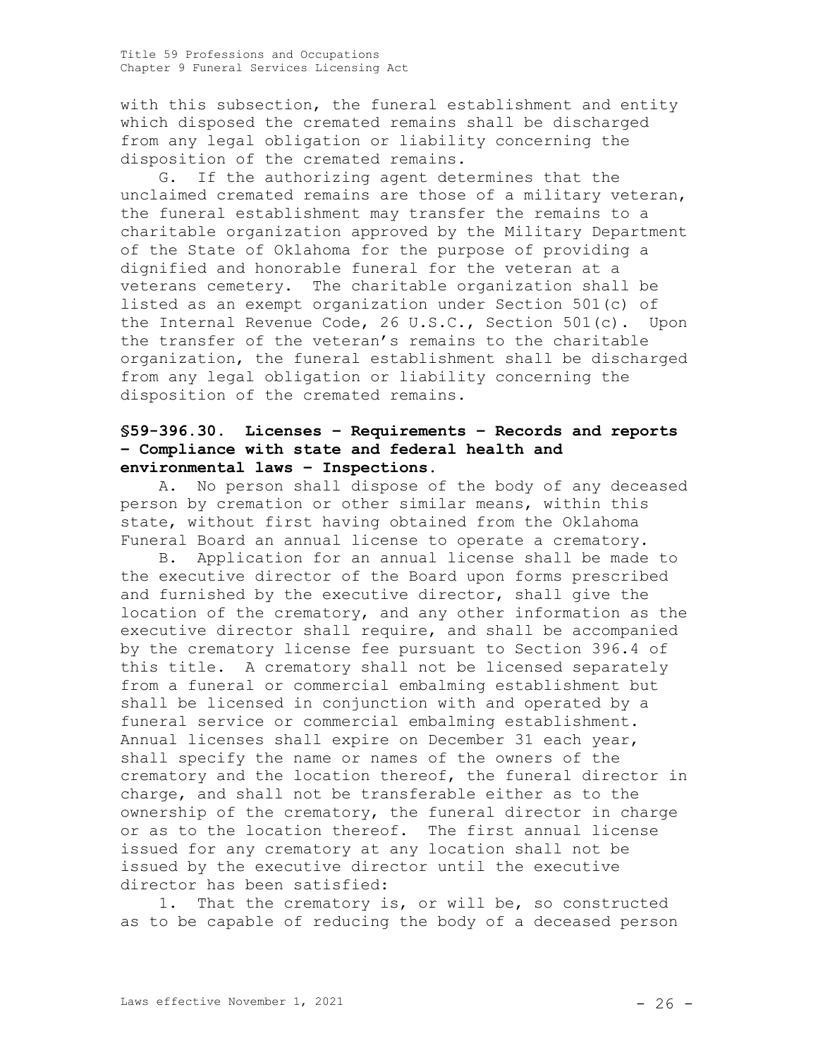with this subsection, the funeral establishment and entity which disposed the cremated remains shall be discharged from any legal obligation or liability concerning the disposition of the cremated remains.

G. If the authorizing agent determines that the unclaimed cremated remains are those of a military veteran, the funeral establishment may transfer the remains to a charitable organization approved by the Military Department of the State of Oklahoma for the purpose of providing a dignified and honorable funeral for the veteran at a veterans cemetery. The charitable organization shall be listed as an exempt organization under Section 501(c) of the Internal Revenue Code, 26 U.S.C., Section 501(c). Upon the transfer of the veteran's remains to the charitable organization, the funeral establishment shall be discharged from any legal obligation or liability concerning the disposition of the cremated remains.

**§59-396.30. Licenses – Requirements – Records and reports – Compliance with state and federal health and environmental laws – Inspections.**

A. No person shall dispose of the body of any deceased person by cremation or other similar means, within this state, without first having obtained from the Oklahoma Funeral Board an annual license to operate a crematory.

B. Application for an annual license shall be made to the executive director of the Board upon forms prescribed and furnished by the executive director, shall give the location of the crematory, and any other information as the executive director shall require, and shall be accompanied by the crematory license fee pursuant to Section 396.4 of this title. A crematory shall not be licensed separately from a funeral or commercial embalming establishment but shall be licensed in conjunction with and operated by a funeral service or commercial embalming establishment. Annual licenses shall expire on December 31 each year, shall specify the name or names of the owners of the crematory and the location thereof, the funeral director in charge, and shall not be transferable either as to the ownership of the crematory, the funeral director in charge or as to the location thereof. The first annual license issued for any crematory at any location shall not be issued by the executive director until the executive director has been satisfied:

1. That the crematory is, or will be, so constructed as to be capable of reducing the body of a deceased person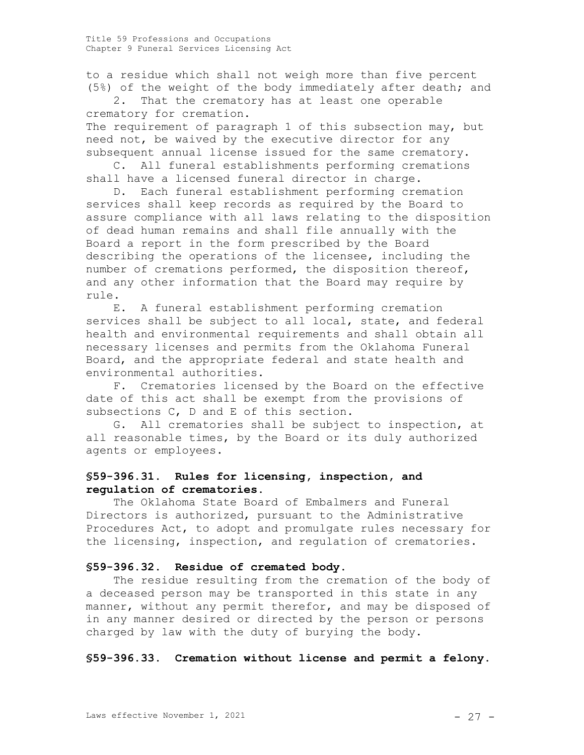to a residue which shall not weigh more than five percent (5%) of the weight of the body immediately after death; and

2. That the crematory has at least one operable crematory for cremation.

The requirement of paragraph 1 of this subsection may, but need not, be waived by the executive director for any subsequent annual license issued for the same crematory.

C. All funeral establishments performing cremations shall have a licensed funeral director in charge.

D. Each funeral establishment performing cremation services shall keep records as required by the Board to assure compliance with all laws relating to the disposition of dead human remains and shall file annually with the Board a report in the form prescribed by the Board describing the operations of the licensee, including the number of cremations performed, the disposition thereof, and any other information that the Board may require by rule.

E. A funeral establishment performing cremation services shall be subject to all local, state, and federal health and environmental requirements and shall obtain all necessary licenses and permits from the Oklahoma Funeral Board, and the appropriate federal and state health and environmental authorities.

F. Crematories licensed by the Board on the effective date of this act shall be exempt from the provisions of subsections C, D and E of this section.

G. All crematories shall be subject to inspection, at all reasonable times, by the Board or its duly authorized agents or employees.

### §59-396.31. Rules for licensing, inspection, and regulation of crematories.

The Oklahoma State Board of Embalmers and Funeral Directors is authorized, pursuant to the Administrative Procedures Act, to adopt and promulgate rules necessary for the licensing, inspection, and regulation of crematories.

### §59-396.32. Residue of cremated body.

The residue resulting from the cremation of the body of a deceased person may be transported in this state in any manner, without any permit therefor, and may be disposed of in any manner desired or directed by the person or persons charged by law with the duty of burying the body.

### §59-396.33. Cremation without license and permit a felony.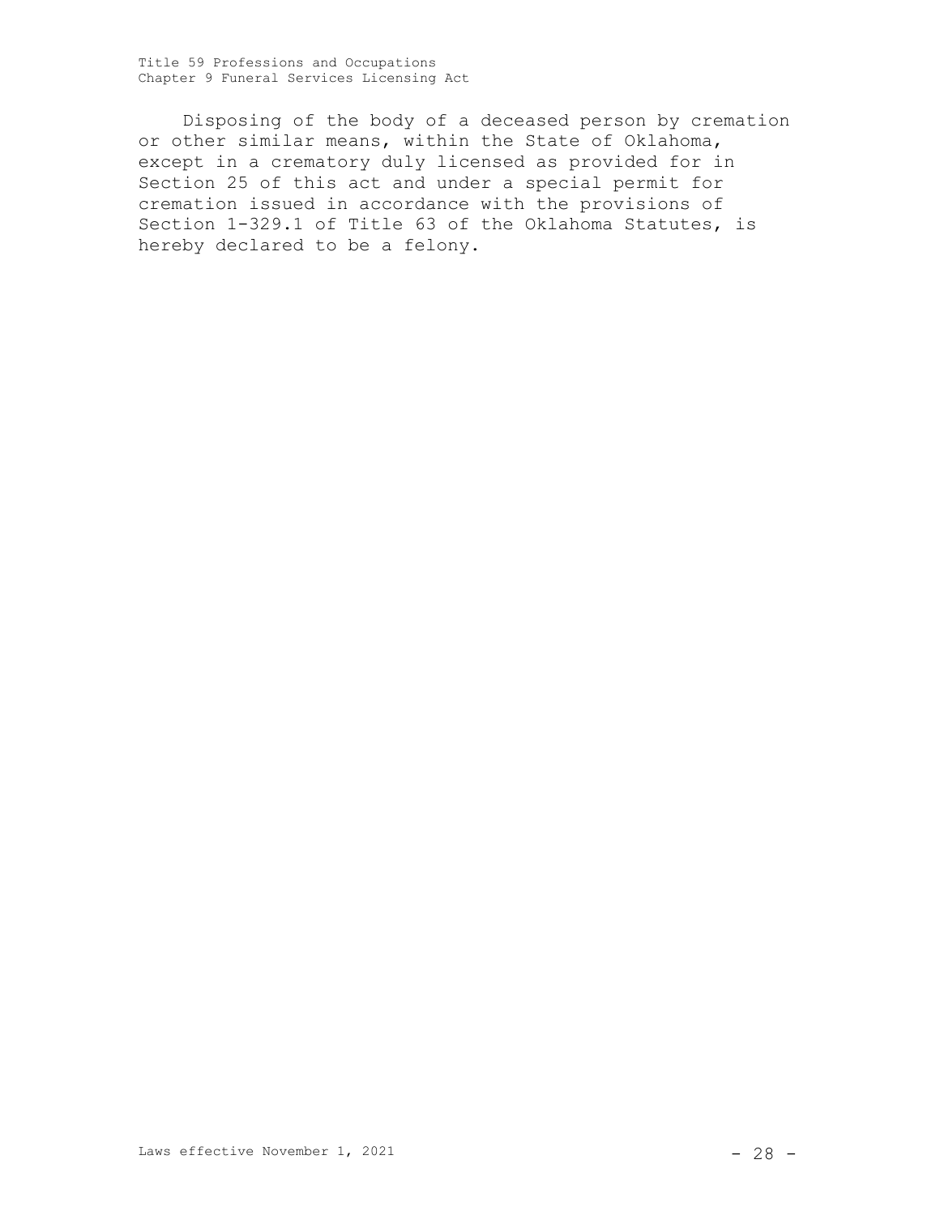Disposing of the body of a deceased person by cremation or other similar means, within the State of Oklahoma, except in a crematory duly licensed as provided for in Section 25 of this act and under a special permit for cremation issued in accordance with the provisions of Section 1-329.1 of Title 63 of the Oklahoma Statutes, is hereby declared to be a felony.